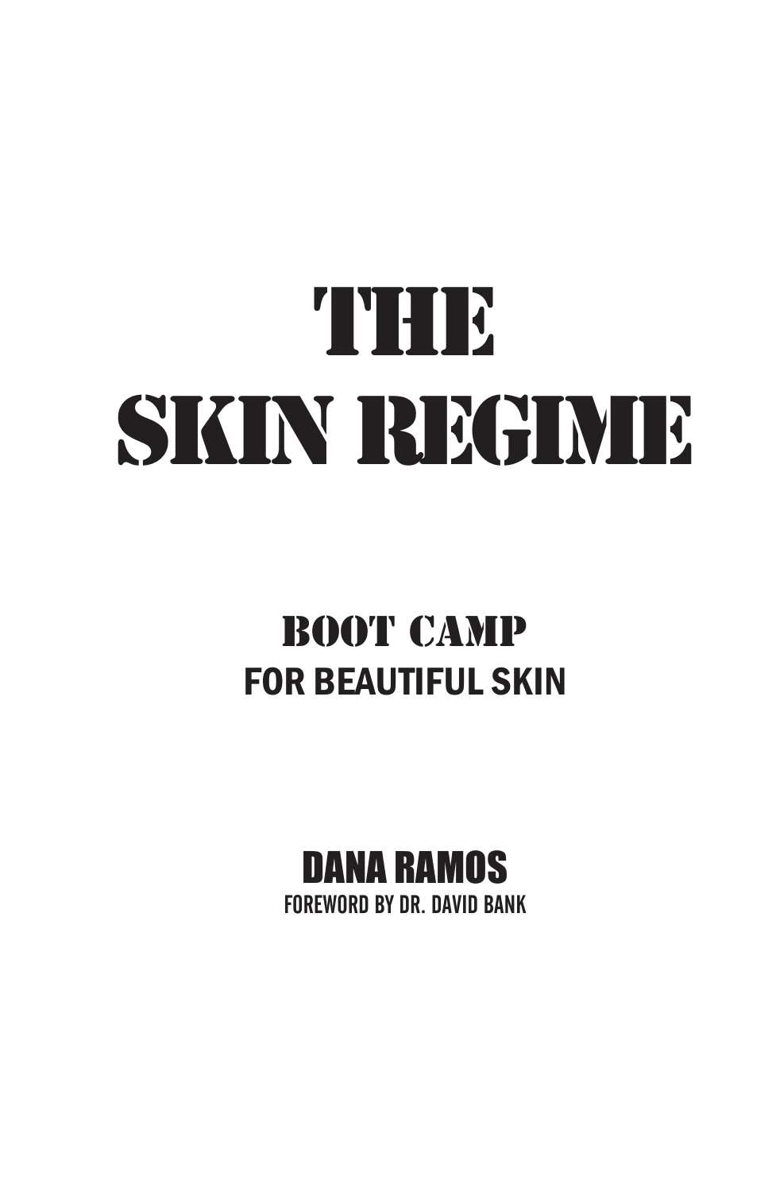# THE SKIN REGIME

## BOOT CAMP
## FOR BEAUTIFUL SKIN

**DANA RAMOS**

FOREWORD BY DR. DAVID BANK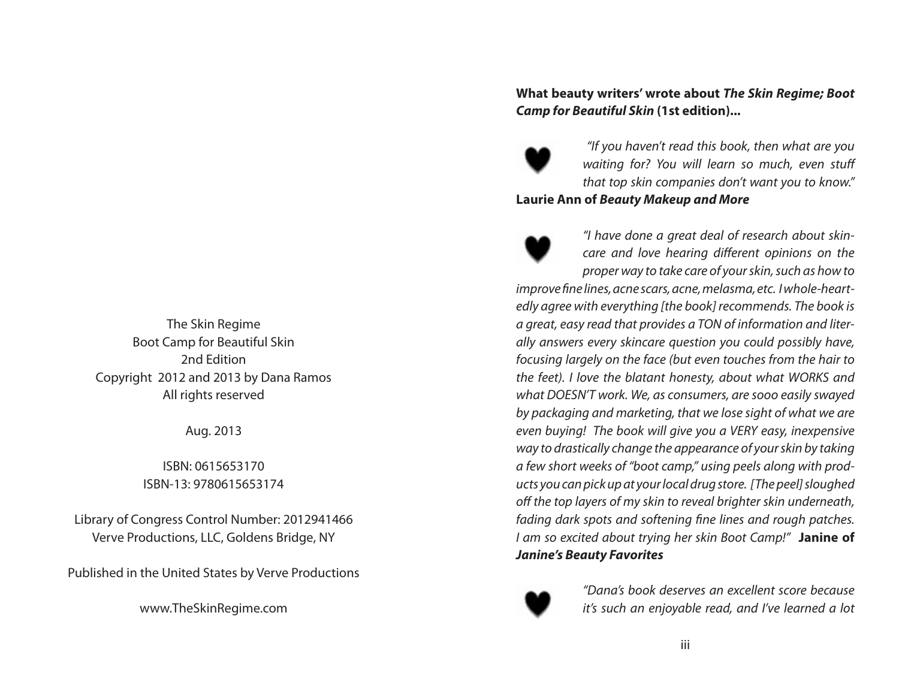The Skin Regime
Boot Camp for Beautiful Skin
2nd Edition
Copyright 2012 and 2013 by Dana Ramos
All rights reserved

Aug. 2013

ISBN: 0615653170
ISBN-13: 9780615653174

Library of Congress Control Number: 2012941466
Verve Productions, LLC, Goldens Bridge, NY

Published in the United States by Verve Productions

www.TheSkinRegime.com

**What beauty writers' wrote about *The Skin Regime; Boot Camp for Beautiful Skin* (1st edition)...**

♥ *"If you haven't read this book, then what are you waiting for? You will learn so much, even stuff that top skin companies don't want you to know."*
**Laurie Ann of *Beauty Makeup and More***

♥ *"I have done a great deal of research about skincare and love hearing different opinions on the proper way to take care of your skin, such as how to improve fine lines, acne scars, acne, melasma, etc. I whole-heartedly agree with everything [the book] recommends. The book is a great, easy read that provides a TON of information and literally answers every skincare question you could possibly have, focusing largely on the face (but even touches from the hair to the feet). I love the blatant honesty, about what WORKS and what DOESN'T work. We, as consumers, are sooo easily swayed by packaging and marketing, that we lose sight of what we are even buying! The book will give you a VERY easy, inexpensive way to drastically change the appearance of your skin by taking a few short weeks of "boot camp," using peels along with products you can pick up at your local drug store. [The peel] sloughed off the top layers of my skin to reveal brighter skin underneath, fading dark spots and softening fine lines and rough patches. I am so excited about trying her skin Boot Camp!"* **Janine of *Janine's Beauty Favorites***

♥ *"Dana's book deserves an excellent score because it's such an enjoyable read, and I've learned a lot*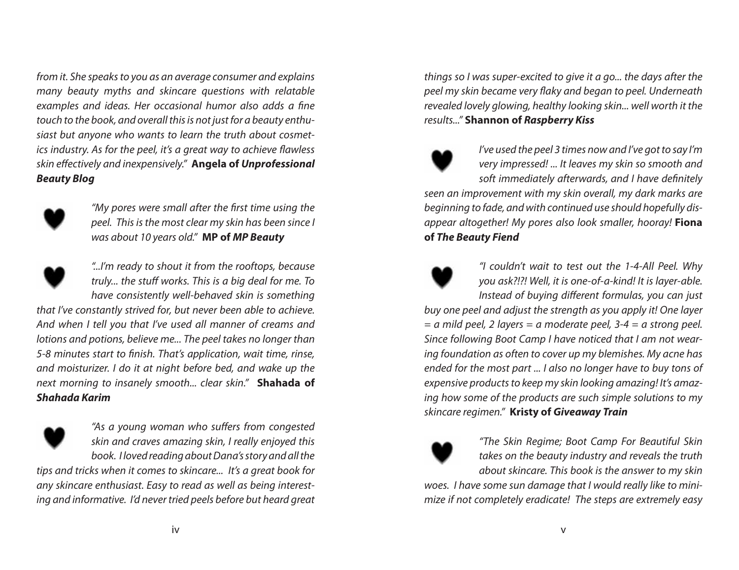*from it. She speaks to you as an average consumer and explains many beauty myths and skincare questions with relatable examples and ideas. Her occasional humor also adds a fine touch to the book, and overall this is not just for a beauty enthusiast but anyone who wants to learn the truth about cosmetics industry. As for the peel, it's a great way to achieve flawless skin effectively and inexpensively."* **Angela of *Unprofessional Beauty Blog***

♥ *"My pores were small after the first time using the peel. This is the most clear my skin has been since I was about 10 years old."* **MP of *MP Beauty***

♥ *"...I'm ready to shout it from the rooftops, because truly... the stuff works. This is a big deal for me. To have consistently well-behaved skin is something that I've constantly strived for, but never been able to achieve. And when I tell you that I've used all manner of creams and lotions and potions, believe me... The peel takes no longer than 5-8 minutes start to finish. That's application, wait time, rinse, and moisturizer. I do it at night before bed, and wake up the next morning to insanely smooth... clear skin."* **Shahada of *Shahada Karim***

♥ *"As a young woman who suffers from congested skin and craves amazing skin, I really enjoyed this book. I loved reading about Dana's story and all the tips and tricks when it comes to skincare... It's a great book for any skincare enthusiast. Easy to read as well as being interesting and informative. I'd never tried peels before but heard great things so I was super-excited to give it a go... the days after the peel my skin became very flaky and began to peel. Underneath revealed lovely glowing, healthy looking skin... well worth it the results..."* **Shannon of *Raspberry Kiss***

♥ *I've used the peel 3 times now and I've got to say I'm very impressed! ... It leaves my skin so smooth and soft immediately afterwards, and I have definitely seen an improvement with my skin overall, my dark marks are beginning to fade, and with continued use should hopefully disappear altogether! My pores also look smaller, hooray!* **Fiona of *The Beauty Fiend***

♥ *"I couldn't wait to test out the 1-4-All Peel. Why you ask?!?! Well, it is one-of-a-kind! It is layer-able. Instead of buying different formulas, you can just buy one peel and adjust the strength as you apply it! One layer = a mild peel, 2 layers = a moderate peel, 3-4 = a strong peel. Since following Boot Camp I have noticed that I am not wearing foundation as often to cover up my blemishes. My acne has ended for the most part ... I also no longer have to buy tons of expensive products to keep my skin looking amazing! It's amazing how some of the products are such simple solutions to my skincare regimen."* **Kristy of *Giveaway Train***

♥ *"The Skin Regime; Boot Camp For Beautiful Skin takes on the beauty industry and reveals the truth about skincare. This book is the answer to my skin woes. I have some sun damage that I would really like to minimize if not completely eradicate! The steps are extremely easy*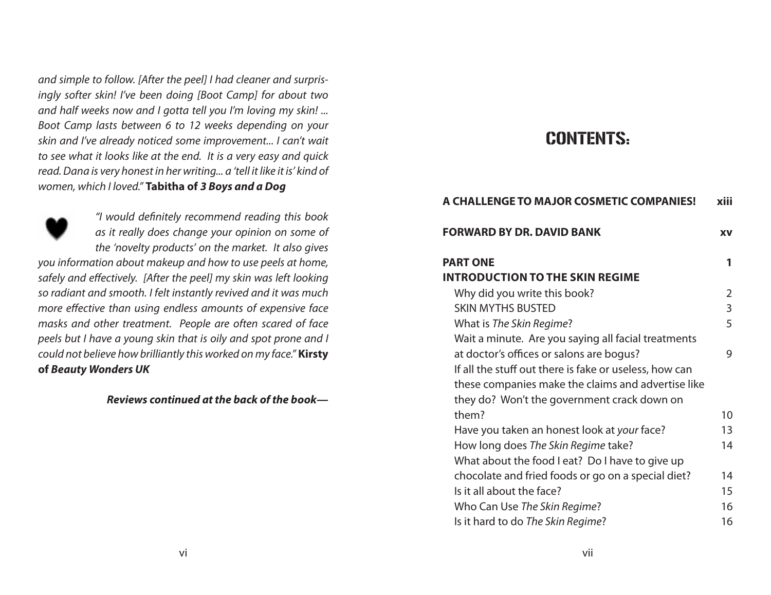*and simple to follow. [After the peel] I had cleaner and surprisingly softer skin! I've been doing [Boot Camp] for about two and half weeks now and I gotta tell you I'm loving my skin! ... Boot Camp lasts between 6 to 12 weeks depending on your skin and I've already noticed some improvement... I can't wait to see what it looks like at the end. It is a very easy and quick read. Dana is very honest in her writing... a 'tell it like it is' kind of women, which I loved."* **Tabitha of *3 Boys and a Dog***

♥ *"I would definitely recommend reading this book as it really does change your opinion on some of the 'novelty products' on the market. It also gives you information about makeup and how to use peels at home, safely and effectively. [After the peel] my skin was left looking so radiant and smooth. I felt instantly revived and it was much more effective than using endless amounts of expensive face masks and other treatment. People are often scared of face peels but I have a young skin that is oily and spot prone and I could not believe how brilliantly this worked on my face."* **Kirsty of *Beauty Wonders UK***

***Reviews continued at the back of the book—***

# CONTENTS:

| | |
|---|---|
| **A CHALLENGE TO MAJOR COSMETIC COMPANIES!** | **xiii** |
| **FORWARD BY DR. DAVID BANK** | **xv** |
| **PART ONE** | **1** |
| **INTRODUCTION TO THE SKIN REGIME** | |
| Why did you write this book? | 2 |
| SKIN MYTHS BUSTED | 3 |
| What is *The Skin Regime*? | 5 |
| Wait a minute. Are you saying all facial treatments at doctor's offices or salons are bogus? | 9 |
| If all the stuff out there is fake or useless, how can these companies make the claims and advertise like they do? Won't the government crack down on them? | 10 |
| Have you taken an honest look at *your* face? | 13 |
| How long does *The Skin Regime* take? | 14 |
| What about the food I eat? Do I have to give up chocolate and fried foods or go on a special diet? | 14 |
| Is it all about the face? | 15 |
| Who Can Use *The Skin Regime*? | 16 |
| Is it hard to do *The Skin Regime*? | 16 |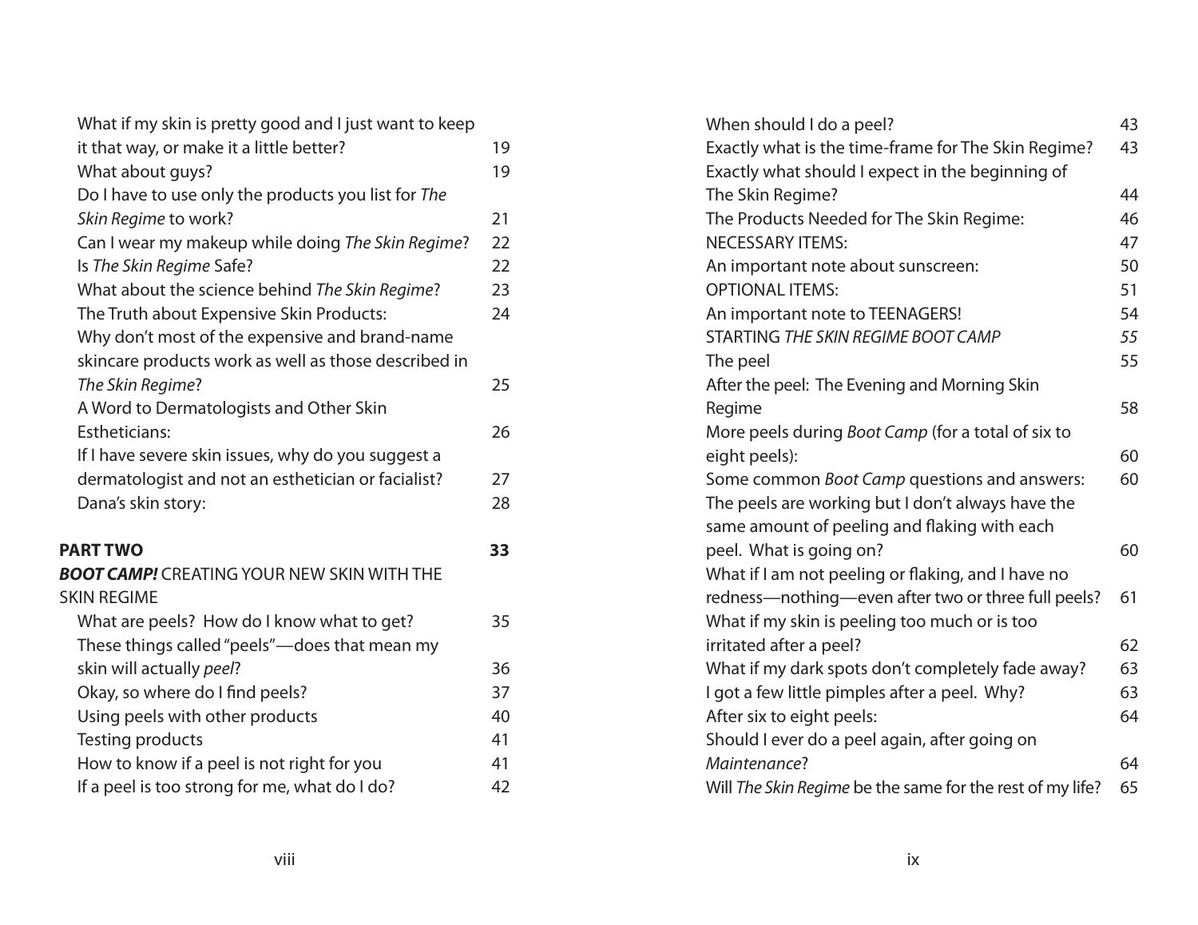What if my skin is pretty good and I just want to keep it that way, or make it a little better? 19
What about guys? 19
Do I have to use only the products you list for *The Skin Regime* to work? 21
Can I wear my makeup while doing *The Skin Regime*? 22
Is *The Skin Regime* Safe? 22
What about the science behind *The Skin Regime*? 23
The Truth about Expensive Skin Products: 24
Why don't most of the expensive and brand-name skincare products work as well as those described in *The Skin Regime*? 25
A Word to Dermatologists and Other Skin Estheticians: 26
If I have severe skin issues, why do you suggest a dermatologist and not an esthetician or facialist? 27
Dana's skin story: 28

**PART TWO** **33**

***BOOT CAMP!*** CREATING YOUR NEW SKIN WITH THE SKIN REGIME

What are peels? How do I know what to get? 35
These things called "peels"—does that mean my skin will actually *peel*? 36
Okay, so where do I find peels? 37
Using peels with other products 40
Testing products 41
How to know if a peel is not right for you 41
If a peel is too strong for me, what do I do? 42
When should I do a peel? 43
Exactly what is the time-frame for The Skin Regime? 43
Exactly what should I expect in the beginning of The Skin Regime? 44
The Products Needed for The Skin Regime: 46
NECESSARY ITEMS: 47
An important note about sunscreen: 50
OPTIONAL ITEMS: 51
An important note to TEENAGERS! 54
STARTING *THE SKIN REGIME BOOT CAMP* *55*
The peel 55
After the peel: The Evening and Morning Skin Regime 58
More peels during *Boot Camp* (for a total of six to eight peels): 60
Some common *Boot Camp* questions and answers: 60
The peels are working but I don't always have the same amount of peeling and flaking with each peel. What is going on? 60
What if I am not peeling or flaking, and I have no redness—nothing—even after two or three full peels? 61
What if my skin is peeling too much or is too irritated after a peel? 62
What if my dark spots don't completely fade away? 63
I got a few little pimples after a peel. Why? 63
After six to eight peels: 64
Should I ever do a peel again, after going on *Maintenance*? 64
Will *The Skin Regime* be the same for the rest of my life? 65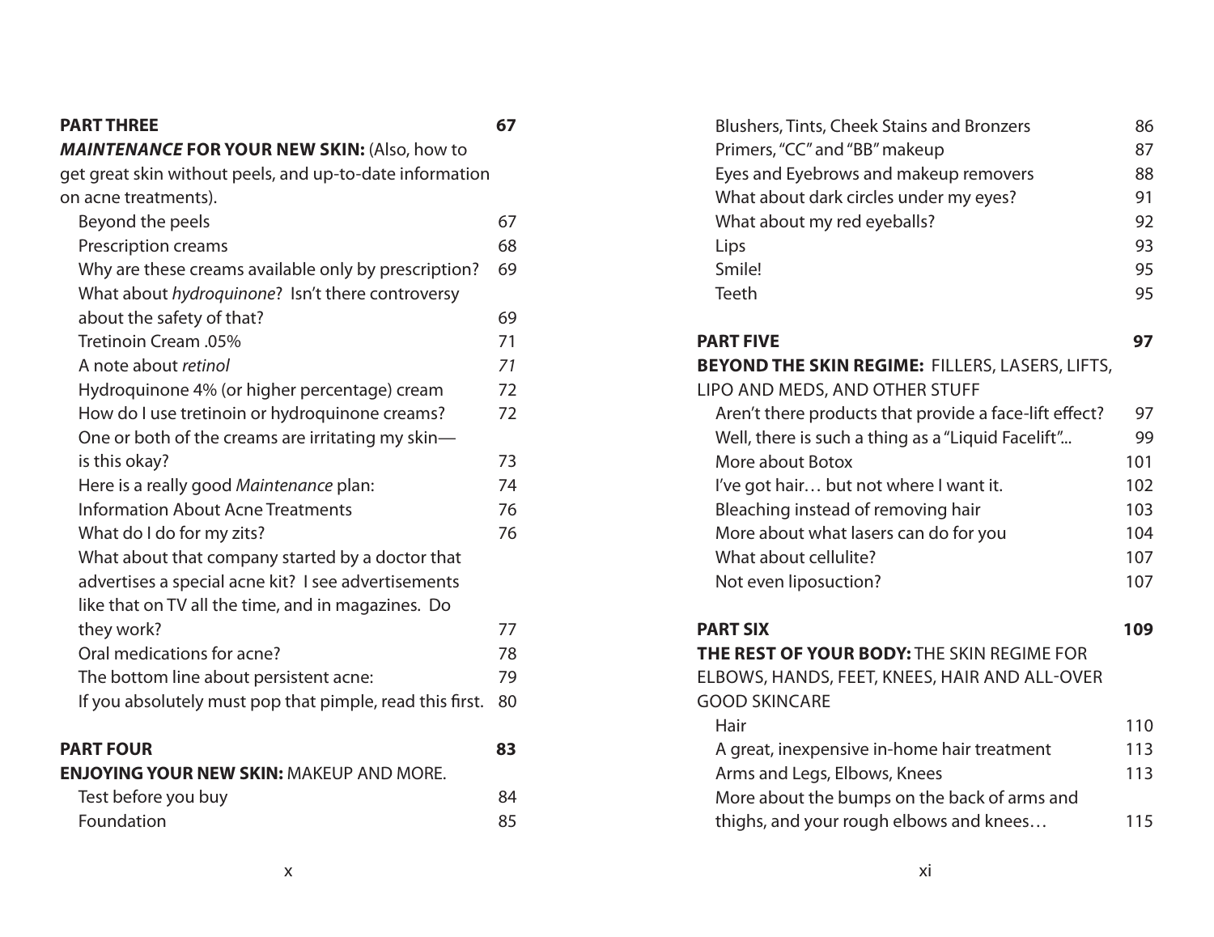**PART THREE** **67**

***MAINTENANCE* FOR YOUR NEW SKIN:** (Also, how to get great skin without peels, and up-to-date information on acne treatments).

| | |
|---|---|
| Beyond the peels | 67 |
| Prescription creams | 68 |
| Why are these creams available only by prescription? | 69 |
| What about *hydroquinone*? Isn't there controversy about the safety of that? | 69 |
| Tretinoin Cream .05% | 71 |
| A note about *retinol* | *71* |
| Hydroquinone 4% (or higher percentage) cream | 72 |
| How do I use tretinoin or hydroquinone creams? | 72 |
| One or both of the creams are irritating my skin—is this okay? | 73 |
| Here is a really good *Maintenance* plan: | 74 |
| Information About Acne Treatments | 76 |
| What do I do for my zits? | 76 |
| What about that company started by a doctor that advertises a special acne kit? I see advertisements like that on TV all the time, and in magazines. Do they work? | 77 |
| Oral medications for acne? | 78 |
| The bottom line about persistent acne: | 79 |
| If you absolutely must pop that pimple, read this first. | 80 |

**PART FOUR** **83**

**ENJOYING YOUR NEW SKIN:** MAKEUP AND MORE.

| | |
|---|---|
| Test before you buy | 84 |
| Foundation | 85 |
| Blushers, Tints, Cheek Stains and Bronzers | 86 |
| Primers, "CC" and "BB" makeup | 87 |
| Eyes and Eyebrows and makeup removers | 88 |
| What about dark circles under my eyes? | 91 |
| What about my red eyeballs? | 92 |
| Lips | 93 |
| Smile! | 95 |
| Teeth | 95 |

**PART FIVE** **97**

**BEYOND THE SKIN REGIME:** FILLERS, LASERS, LIFTS, LIPO AND MEDS, AND OTHER STUFF

| | |
|---|---|
| Aren't there products that provide a face-lift effect? | 97 |
| Well, there is such a thing as a "Liquid Facelift"... | 99 |
| More about Botox | 101 |
| I've got hair… but not where I want it. | 102 |
| Bleaching instead of removing hair | 103 |
| More about what lasers can do for you | 104 |
| What about cellulite? | 107 |
| Not even liposuction? | 107 |

**PART SIX** **109**

**THE REST OF YOUR BODY:** THE SKIN REGIME FOR ELBOWS, HANDS, FEET, KNEES, HAIR AND ALL-OVER GOOD SKINCARE

| | |
|---|---|
| Hair | 110 |
| A great, inexpensive in-home hair treatment | 113 |
| Arms and Legs, Elbows, Knees | 113 |
| More about the bumps on the back of arms and thighs, and your rough elbows and knees… | 115 |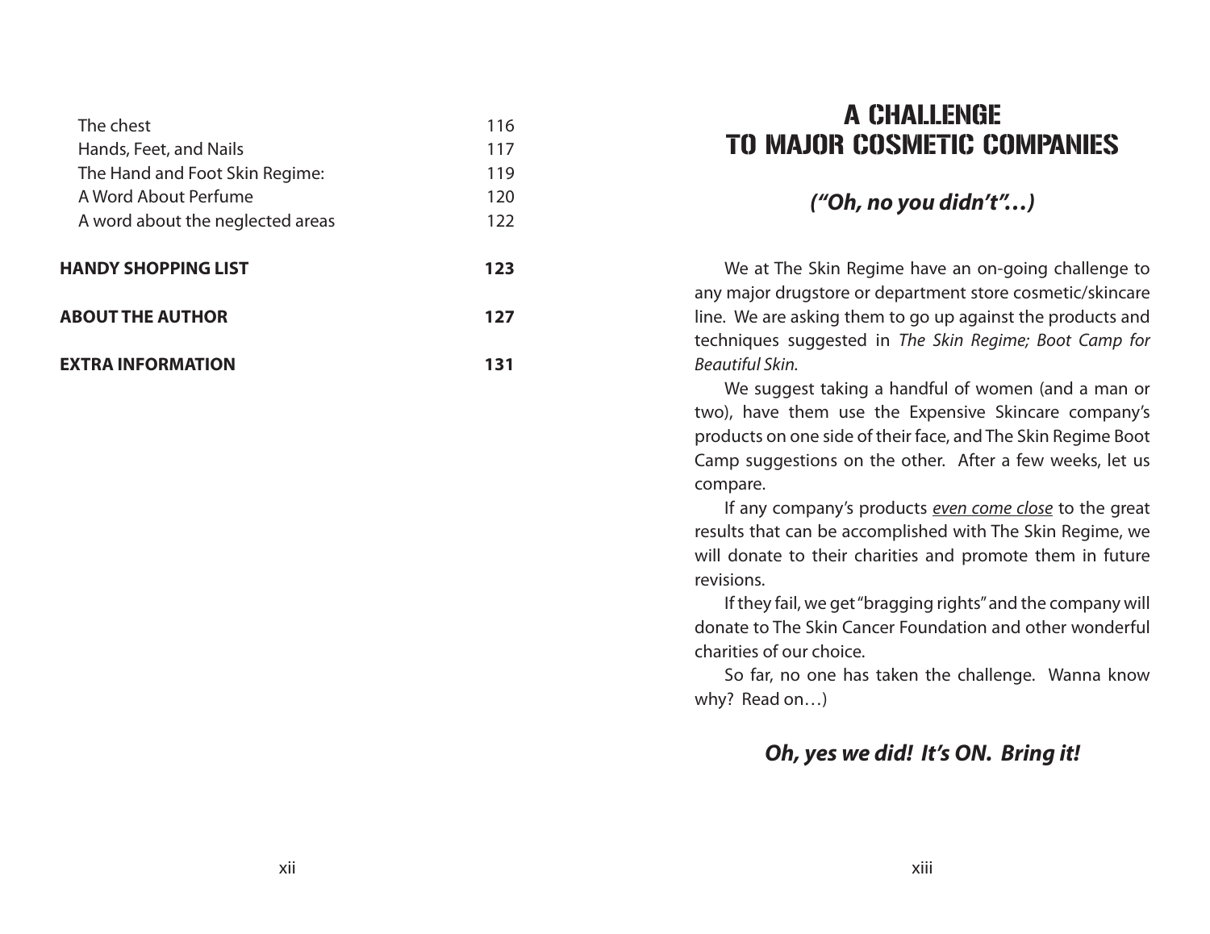| | |
|---|---|
| The chest | 116 |
| Hands, Feet, and Nails | 117 |
| The Hand and Foot Skin Regime: | 119 |
| A Word About Perfume | 120 |
| A word about the neglected areas | 122 |
| **HANDY SHOPPING LIST** | **123** |
| **ABOUT THE AUTHOR** | **127** |
| **EXTRA INFORMATION** | **131** |

# A CHALLENGE TO MAJOR COSMETIC COMPANIES

### *(“Oh, no you didn’t”…)*

We at The Skin Regime have an on-going challenge to any major drugstore or department store cosmetic/skincare line. We are asking them to go up against the products and techniques suggested in *The Skin Regime; Boot Camp for Beautiful Skin.*

We suggest taking a handful of women (and a man or two), have them use the Expensive Skincare company’s products on one side of their face, and The Skin Regime Boot Camp suggestions on the other. After a few weeks, let us compare.

If any company’s products <u>even come close</u> to the great results that can be accomplished with The Skin Regime, we will donate to their charities and promote them in future revisions.

If they fail, we get “bragging rights” and the company will donate to The Skin Cancer Foundation and other wonderful charities of our choice.

So far, no one has taken the challenge. Wanna know why? Read on…)

### *Oh, yes we did! It’s ON. Bring it!*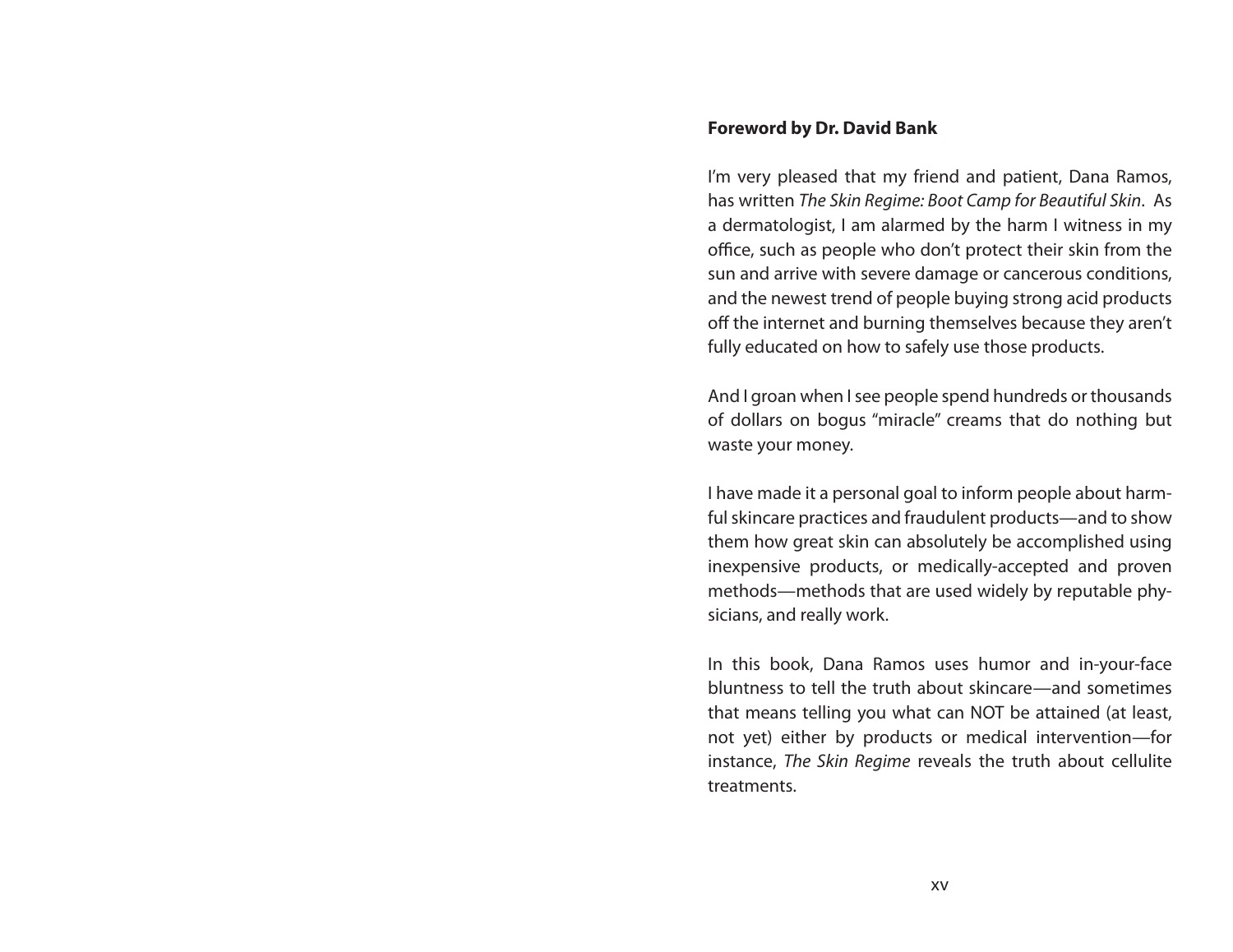**Foreword by Dr. David Bank**

I'm very pleased that my friend and patient, Dana Ramos, has written *The Skin Regime: Boot Camp for Beautiful Skin*. As a dermatologist, I am alarmed by the harm I witness in my office, such as people who don't protect their skin from the sun and arrive with severe damage or cancerous conditions, and the newest trend of people buying strong acid products off the internet and burning themselves because they aren't fully educated on how to safely use those products.

And I groan when I see people spend hundreds or thousands of dollars on bogus "miracle" creams that do nothing but waste your money.

I have made it a personal goal to inform people about harmful skincare practices and fraudulent products—and to show them how great skin can absolutely be accomplished using inexpensive products, or medically-accepted and proven methods—methods that are used widely by reputable physicians, and really work.

In this book, Dana Ramos uses humor and in-your-face bluntness to tell the truth about skincare—and sometimes that means telling you what can NOT be attained (at least, not yet) either by products or medical intervention—for instance, *The Skin Regime* reveals the truth about cellulite treatments.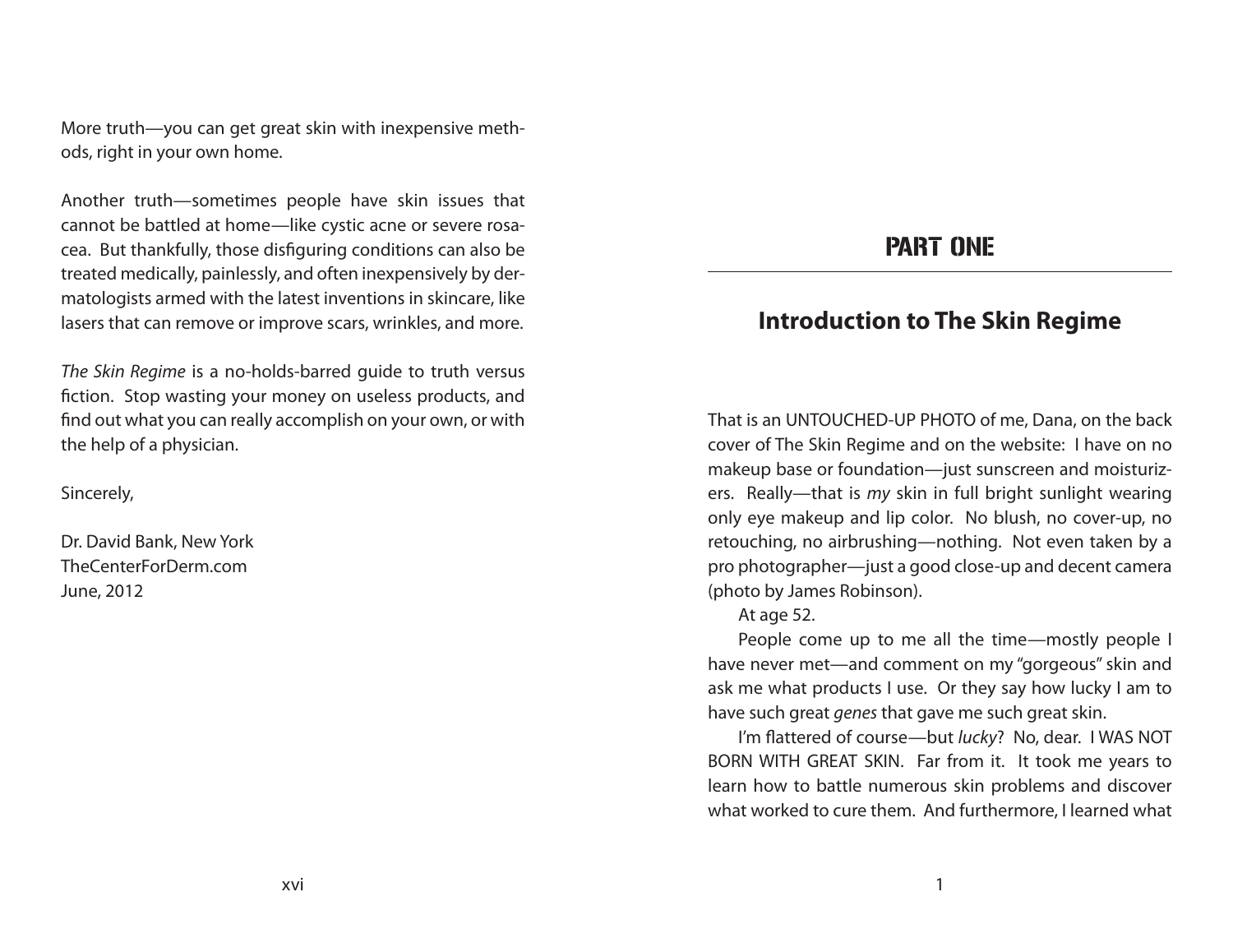More truth—you can get great skin with inexpensive methods, right in your own home.

Another truth—sometimes people have skin issues that cannot be battled at home—like cystic acne or severe rosacea. But thankfully, those disfiguring conditions can also be treated medically, painlessly, and often inexpensively by dermatologists armed with the latest inventions in skincare, like lasers that can remove or improve scars, wrinkles, and more.

*The Skin Regime* is a no-holds-barred guide to truth versus fiction. Stop wasting your money on useless products, and find out what you can really accomplish on your own, or with the help of a physician.

Sincerely,

Dr. David Bank, New York
TheCenterForDerm.com
June, 2012

# PART ONE

## Introduction to The Skin Regime

That is an UNTOUCHED-UP PHOTO of me, Dana, on the back cover of The Skin Regime and on the website: I have on no makeup base or foundation—just sunscreen and moisturizers. Really—that is *my* skin in full bright sunlight wearing only eye makeup and lip color. No blush, no cover-up, no retouching, no airbrushing—nothing. Not even taken by a pro photographer—just a good close-up and decent camera (photo by James Robinson).

At age 52.

People come up to me all the time—mostly people I have never met—and comment on my "gorgeous" skin and ask me what products I use. Or they say how lucky I am to have such great *genes* that gave me such great skin.

I'm flattered of course—but *lucky*? No, dear. I WAS NOT BORN WITH GREAT SKIN. Far from it. It took me years to learn how to battle numerous skin problems and discover what worked to cure them. And furthermore, I learned what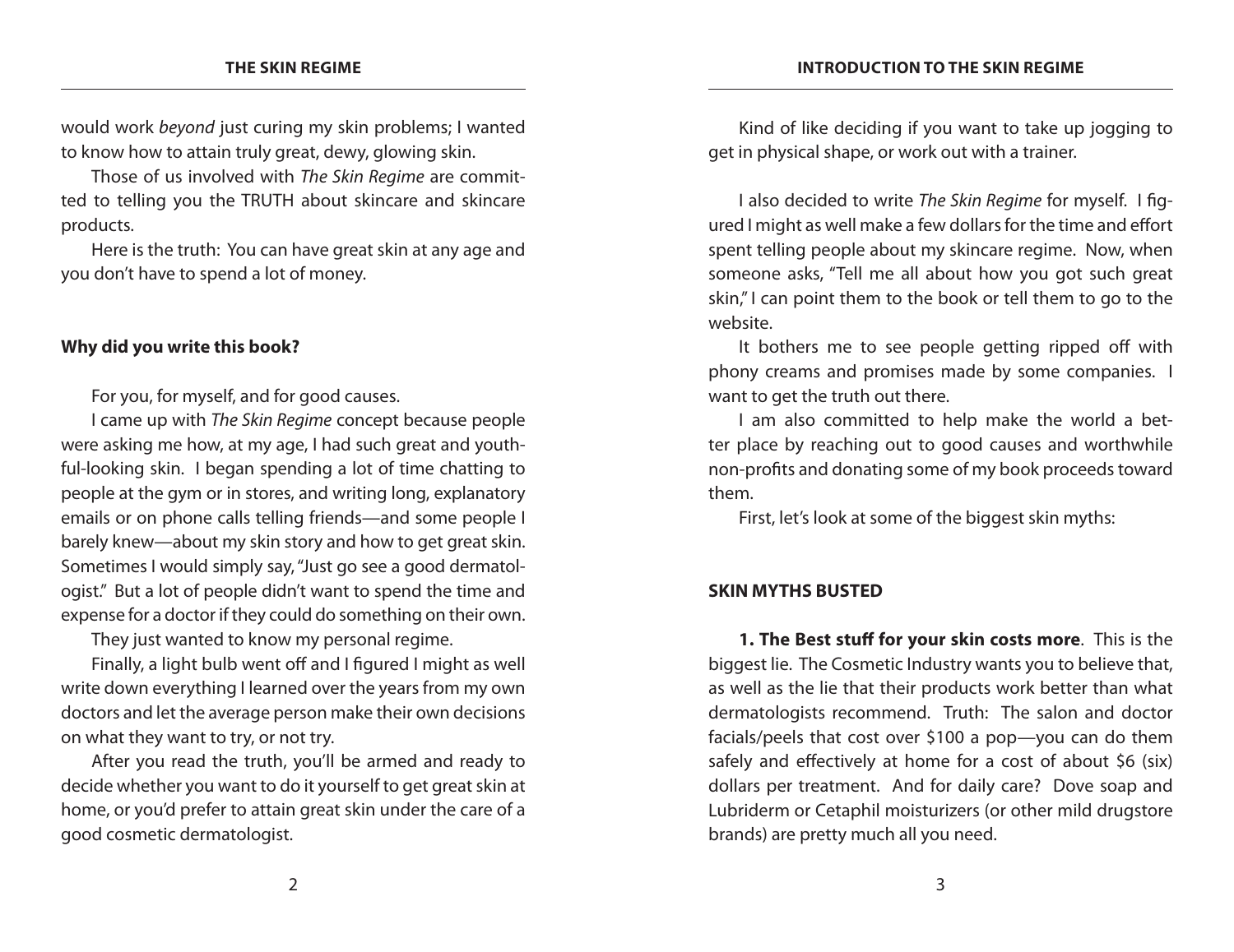would work *beyond* just curing my skin problems; I wanted to know how to attain truly great, dewy, glowing skin.

Those of us involved with *The Skin Regime* are committed to telling you the TRUTH about skincare and skincare products.

Here is the truth: You can have great skin at any age and you don't have to spend a lot of money.

**Why did you write this book?**

For you, for myself, and for good causes.

I came up with *The Skin Regime* concept because people were asking me how, at my age, I had such great and youthful-looking skin. I began spending a lot of time chatting to people at the gym or in stores, and writing long, explanatory emails or on phone calls telling friends—and some people I barely knew—about my skin story and how to get great skin. Sometimes I would simply say, "Just go see a good dermatologist." But a lot of people didn't want to spend the time and expense for a doctor if they could do something on their own.

They just wanted to know my personal regime.

Finally, a light bulb went off and I figured I might as well write down everything I learned over the years from my own doctors and let the average person make their own decisions on what they want to try, or not try.

After you read the truth, you'll be armed and ready to decide whether you want to do it yourself to get great skin at home, or you'd prefer to attain great skin under the care of a good cosmetic dermatologist.

Kind of like deciding if you want to take up jogging to get in physical shape, or work out with a trainer.

I also decided to write *The Skin Regime* for myself. I figured I might as well make a few dollars for the time and effort spent telling people about my skincare regime. Now, when someone asks, "Tell me all about how you got such great skin," I can point them to the book or tell them to go to the website.

It bothers me to see people getting ripped off with phony creams and promises made by some companies. I want to get the truth out there.

I am also committed to help make the world a better place by reaching out to good causes and worthwhile non-profits and donating some of my book proceeds toward them.

First, let's look at some of the biggest skin myths:

**SKIN MYTHS BUSTED**

**1. The Best stuff for your skin costs more**. This is the biggest lie. The Cosmetic Industry wants you to believe that, as well as the lie that their products work better than what dermatologists recommend. Truth: The salon and doctor facials/peels that cost over $100 a pop—you can do them safely and effectively at home for a cost of about $6 (six) dollars per treatment. And for daily care? Dove soap and Lubriderm or Cetaphil moisturizers (or other mild drugstore brands) are pretty much all you need.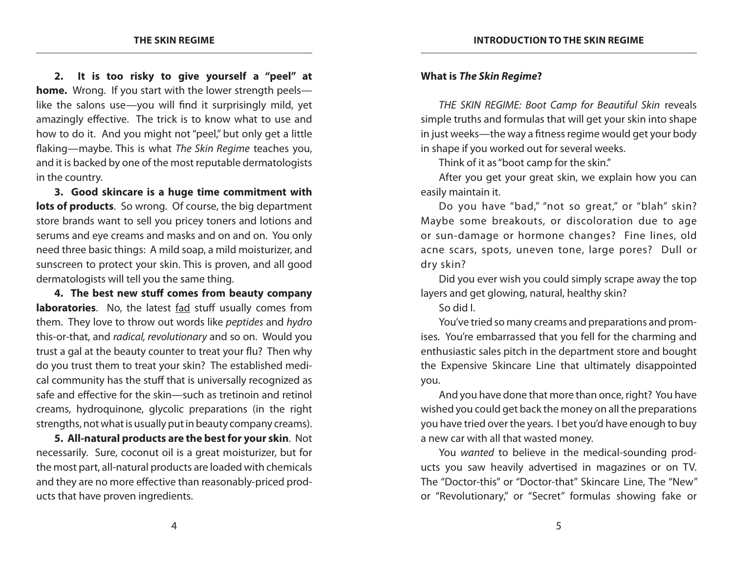**2. It is too risky to give yourself a "peel" at home.** Wrong. If you start with the lower strength peels—like the salons use—you will find it surprisingly mild, yet amazingly effective. The trick is to know what to use and how to do it. And you might not "peel," but only get a little flaking—maybe. This is what *The Skin Regime* teaches you, and it is backed by one of the most reputable dermatologists in the country.

**3. Good skincare is a huge time commitment with lots of products**. So wrong. Of course, the big department store brands want to sell you pricey toners and lotions and serums and eye creams and masks and on and on. You only need three basic things: A mild soap, a mild moisturizer, and sunscreen to protect your skin. This is proven, and all good dermatologists will tell you the same thing.

**4. The best new stuff comes from beauty company laboratories**. No, the latest fad stuff usually comes from them. They love to throw out words like *peptides* and *hydro* this-or-that, and *radical, revolutionary* and so on. Would you trust a gal at the beauty counter to treat your flu? Then why do you trust them to treat your skin? The established medical community has the stuff that is universally recognized as safe and effective for the skin—such as tretinoin and retinol creams, hydroquinone, glycolic preparations (in the right strengths, not what is usually put in beauty company creams).

**5. All-natural products are the best for your skin**. Not necessarily. Sure, coconut oil is a great moisturizer, but for the most part, all-natural products are loaded with chemicals and they are no more effective than reasonably-priced products that have proven ingredients.

## What is *The Skin Regime*?

*THE SKIN REGIME: Boot Camp for Beautiful Skin* reveals simple truths and formulas that will get your skin into shape in just weeks—the way a fitness regime would get your body in shape if you worked out for several weeks.

Think of it as "boot camp for the skin."

After you get your great skin, we explain how you can easily maintain it.

Do you have "bad," "not so great," or "blah" skin? Maybe some breakouts, or discoloration due to age or sun-damage or hormone changes? Fine lines, old acne scars, spots, uneven tone, large pores? Dull or dry skin?

Did you ever wish you could simply scrape away the top layers and get glowing, natural, healthy skin?

So did I.

You've tried so many creams and preparations and promises. You're embarrassed that you fell for the charming and enthusiastic sales pitch in the department store and bought the Expensive Skincare Line that ultimately disappointed you.

And you have done that more than once, right? You have wished you could get back the money on all the preparations you have tried over the years. I bet you'd have enough to buy a new car with all that wasted money.

You *wanted* to believe in the medical-sounding products you saw heavily advertised in magazines or on TV. The "Doctor-this" or "Doctor-that" Skincare Line, The "New" or "Revolutionary," or "Secret" formulas showing fake or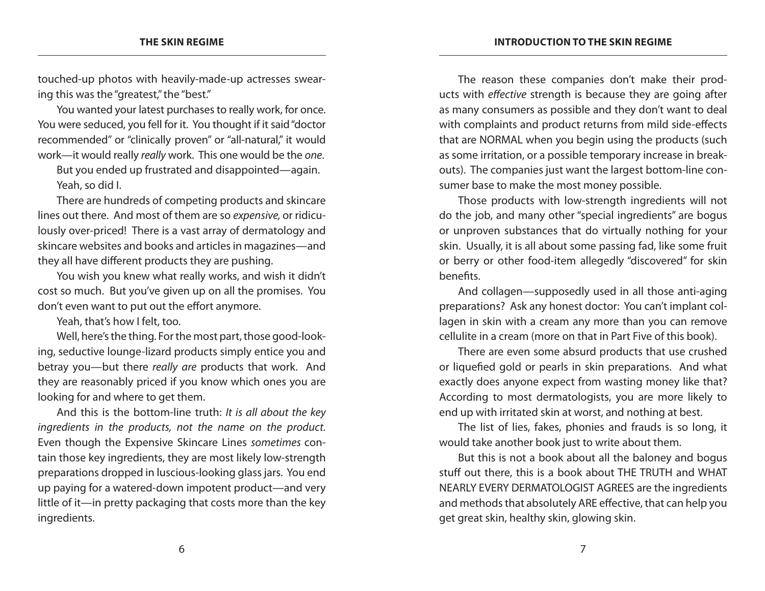touched-up photos with heavily-made-up actresses swearing this was the "greatest," the "best."

You wanted your latest purchases to really work, for once. You were seduced, you fell for it. You thought if it said "doctor recommended" or "clinically proven" or "all-natural," it would work—it would really *really* work. This one would be the *one*.

But you ended up frustrated and disappointed—again.

Yeah, so did I.

There are hundreds of competing products and skincare lines out there. And most of them are so *expensive,* or ridiculously over-priced! There is a vast array of dermatology and skincare websites and books and articles in magazines—and they all have different products they are pushing.

You wish you knew what really works, and wish it didn't cost so much. But you've given up on all the promises. You don't even want to put out the effort anymore.

Yeah, that's how I felt, too.

Well, here's the thing. For the most part, those good-looking, seductive lounge-lizard products simply entice you and betray you—but there *really are* products that work. And they are reasonably priced if you know which ones you are looking for and where to get them.

And this is the bottom-line truth: *It is all about the key ingredients in the products, not the name on the product.* Even though the Expensive Skincare Lines *sometimes* contain those key ingredients, they are most likely low-strength preparations dropped in luscious-looking glass jars. You end up paying for a watered-down impotent product—and very little of it—in pretty packaging that costs more than the key ingredients.

The reason these companies don't make their products with *effective* strength is because they are going after as many consumers as possible and they don't want to deal with complaints and product returns from mild side-effects that are NORMAL when you begin using the products (such as some irritation, or a possible temporary increase in breakouts). The companies just want the largest bottom-line consumer base to make the most money possible.

Those products with low-strength ingredients will not do the job, and many other "special ingredients" are bogus or unproven substances that do virtually nothing for your skin. Usually, it is all about some passing fad, like some fruit or berry or other food-item allegedly "discovered" for skin benefits.

And collagen—supposedly used in all those anti-aging preparations? Ask any honest doctor: You can't implant collagen in skin with a cream any more than you can remove cellulite in a cream (more on that in Part Five of this book).

There are even some absurd products that use crushed or liquefied gold or pearls in skin preparations. And what exactly does anyone expect from wasting money like that? According to most dermatologists, you are more likely to end up with irritated skin at worst, and nothing at best.

The list of lies, fakes, phonies and frauds is so long, it would take another book just to write about them.

But this is not a book about all the baloney and bogus stuff out there, this is a book about THE TRUTH and WHAT NEARLY EVERY DERMATOLOGIST AGREES are the ingredients and methods that absolutely ARE effective, that can help you get great skin, healthy skin, glowing skin.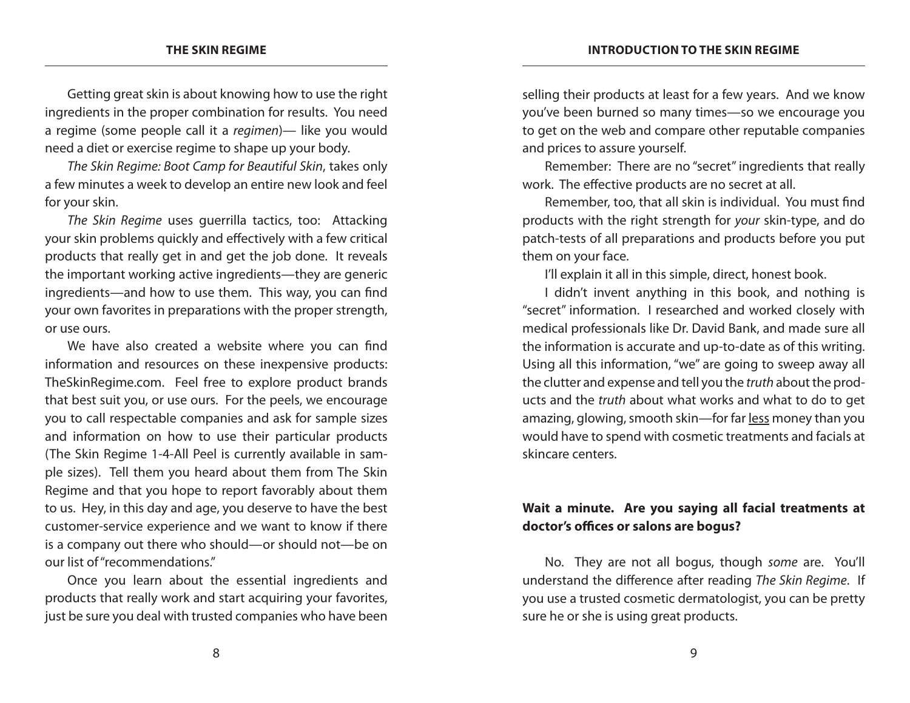Getting great skin is about knowing how to use the right ingredients in the proper combination for results. You need a regime (some people call it a *regimen*)— like you would need a diet or exercise regime to shape up your body.

*The Skin Regime: Boot Camp for Beautiful Skin*, takes only a few minutes a week to develop an entire new look and feel for your skin.

*The Skin Regime* uses guerrilla tactics, too: Attacking your skin problems quickly and effectively with a few critical products that really get in and get the job done. It reveals the important working active ingredients—they are generic ingredients—and how to use them. This way, you can find your own favorites in preparations with the proper strength, or use ours.

We have also created a website where you can find information and resources on these inexpensive products: TheSkinRegime.com. Feel free to explore product brands that best suit you, or use ours. For the peels, we encourage you to call respectable companies and ask for sample sizes and information on how to use their particular products (The Skin Regime 1-4-All Peel is currently available in sample sizes). Tell them you heard about them from The Skin Regime and that you hope to report favorably about them to us. Hey, in this day and age, you deserve to have the best customer-service experience and we want to know if there is a company out there who should—or should not—be on our list of "recommendations."

Once you learn about the essential ingredients and products that really work and start acquiring your favorites, just be sure you deal with trusted companies who have been selling their products at least for a few years. And we know you've been burned so many times—so we encourage you to get on the web and compare other reputable companies and prices to assure yourself.

Remember: There are no "secret" ingredients that really work. The effective products are no secret at all.

Remember, too, that all skin is individual. You must find products with the right strength for *your* skin-type, and do patch-tests of all preparations and products before you put them on your face.

I'll explain it all in this simple, direct, honest book.

I didn't invent anything in this book, and nothing is "secret" information. I researched and worked closely with medical professionals like Dr. David Bank, and made sure all the information is accurate and up-to-date as of this writing. Using all this information, "we" are going to sweep away all the clutter and expense and tell you the *truth* about the products and the *truth* about what works and what to do to get amazing, glowing, smooth skin—for far <u>less</u> money than you would have to spend with cosmetic treatments and facials at skincare centers.

**Wait a minute. Are you saying all facial treatments at doctor's offices or salons are bogus?**

No. They are not all bogus, though *some* are. You'll understand the difference after reading *The Skin Regime*. If you use a trusted cosmetic dermatologist, you can be pretty sure he or she is using great products.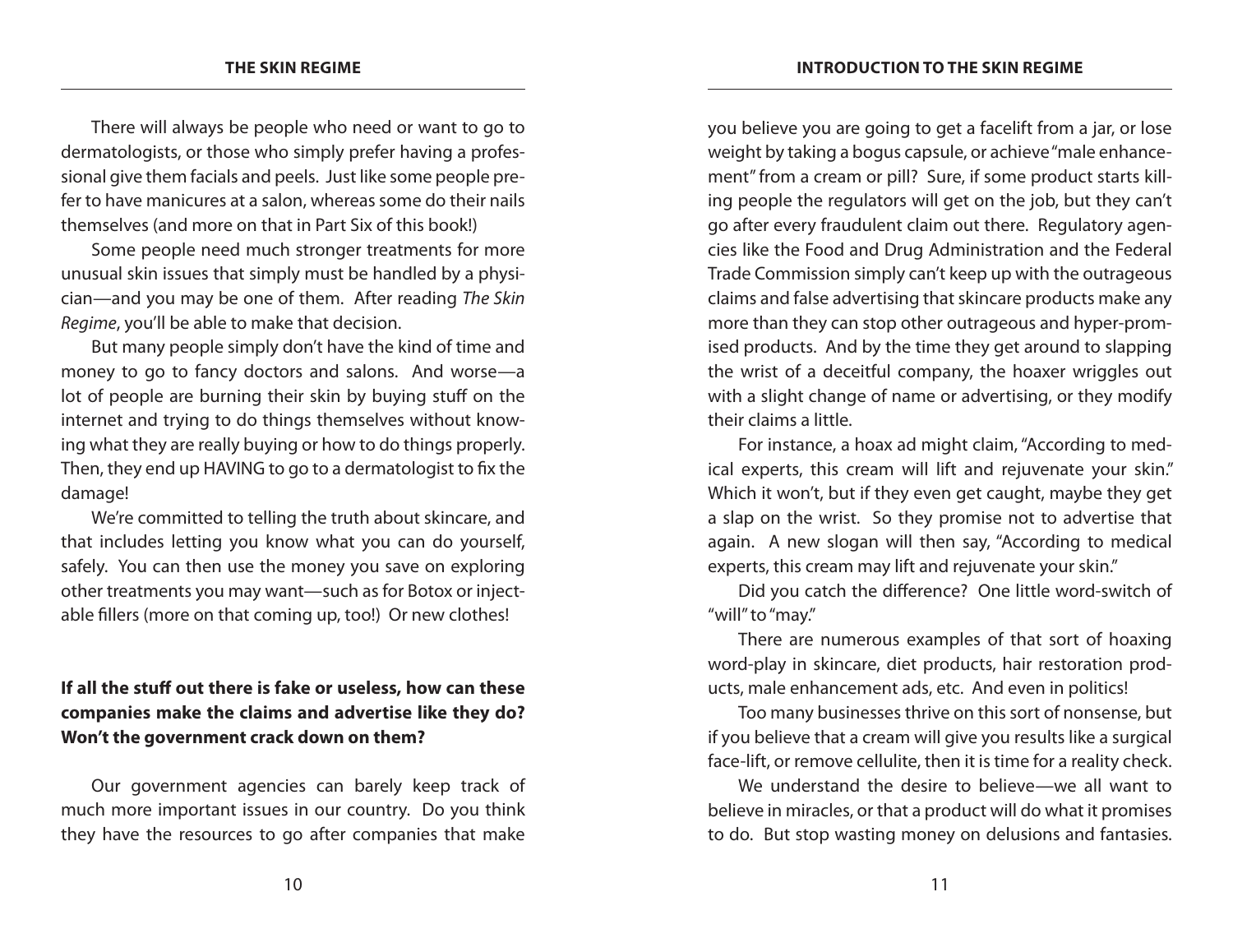There will always be people who need or want to go to dermatologists, or those who simply prefer having a professional give them facials and peels. Just like some people prefer to have manicures at a salon, whereas some do their nails themselves (and more on that in Part Six of this book!)

Some people need much stronger treatments for more unusual skin issues that simply must be handled by a physician—and you may be one of them. After reading *The Skin Regime*, you'll be able to make that decision.

But many people simply don't have the kind of time and money to go to fancy doctors and salons. And worse—a lot of people are burning their skin by buying stuff on the internet and trying to do things themselves without knowing what they are really buying or how to do things properly. Then, they end up HAVING to go to a dermatologist to fix the damage!

We're committed to telling the truth about skincare, and that includes letting you know what you can do yourself, safely. You can then use the money you save on exploring other treatments you may want—such as for Botox or injectable fillers (more on that coming up, too!) Or new clothes!

**If all the stuff out there is fake or useless, how can these companies make the claims and advertise like they do? Won't the government crack down on them?**

Our government agencies can barely keep track of much more important issues in our country. Do you think they have the resources to go after companies that make you believe you are going to get a facelift from a jar, or lose weight by taking a bogus capsule, or achieve "male enhancement" from a cream or pill? Sure, if some product starts killing people the regulators will get on the job, but they can't go after every fraudulent claim out there. Regulatory agencies like the Food and Drug Administration and the Federal Trade Commission simply can't keep up with the outrageous claims and false advertising that skincare products make any more than they can stop other outrageous and hyper-promised products. And by the time they get around to slapping the wrist of a deceitful company, the hoaxer wriggles out with a slight change of name or advertising, or they modify their claims a little.

For instance, a hoax ad might claim, "According to medical experts, this cream will lift and rejuvenate your skin." Which it won't, but if they even get caught, maybe they get a slap on the wrist. So they promise not to advertise that again. A new slogan will then say, "According to medical experts, this cream may lift and rejuvenate your skin."

Did you catch the difference? One little word-switch of "will" to "may."

There are numerous examples of that sort of hoaxing word-play in skincare, diet products, hair restoration products, male enhancement ads, etc. And even in politics!

Too many businesses thrive on this sort of nonsense, but if you believe that a cream will give you results like a surgical face-lift, or remove cellulite, then it is time for a reality check.

We understand the desire to believe—we all want to believe in miracles, or that a product will do what it promises to do. But stop wasting money on delusions and fantasies.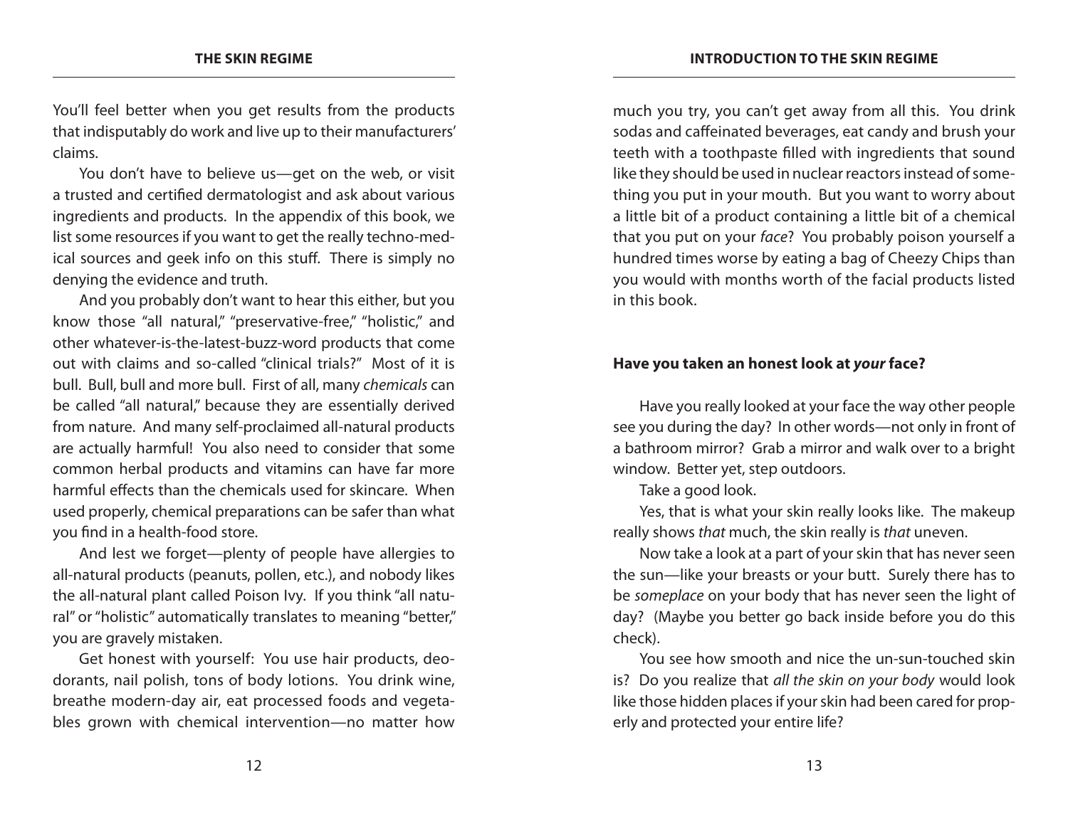You'll feel better when you get results from the products that indisputably do work and live up to their manufacturers' claims.

You don't have to believe us—get on the web, or visit a trusted and certified dermatologist and ask about various ingredients and products. In the appendix of this book, we list some resources if you want to get the really techno-medical sources and geek info on this stuff. There is simply no denying the evidence and truth.

And you probably don't want to hear this either, but you know those "all natural," "preservative-free," "holistic," and other whatever-is-the-latest-buzz-word products that come out with claims and so-called "clinical trials?" Most of it is bull. Bull, bull and more bull. First of all, many *chemicals* can be called "all natural," because they are essentially derived from nature. And many self-proclaimed all-natural products are actually harmful! You also need to consider that some common herbal products and vitamins can have far more harmful effects than the chemicals used for skincare. When used properly, chemical preparations can be safer than what you find in a health-food store.

And lest we forget—plenty of people have allergies to all-natural products (peanuts, pollen, etc.), and nobody likes the all-natural plant called Poison Ivy. If you think "all natural" or "holistic" automatically translates to meaning "better," you are gravely mistaken.

Get honest with yourself: You use hair products, deodorants, nail polish, tons of body lotions. You drink wine, breathe modern-day air, eat processed foods and vegetables grown with chemical intervention—no matter how much you try, you can't get away from all this. You drink sodas and caffeinated beverages, eat candy and brush your teeth with a toothpaste filled with ingredients that sound like they should be used in nuclear reactors instead of something you put in your mouth. But you want to worry about a little bit of a product containing a little bit of a chemical that you put on your *face*? You probably poison yourself a hundred times worse by eating a bag of Cheezy Chips than you would with months worth of the facial products listed in this book.

**Have you taken an honest look at *your* face?**

Have you really looked at your face the way other people see you during the day? In other words—not only in front of a bathroom mirror? Grab a mirror and walk over to a bright window. Better yet, step outdoors.

Take a good look.

Yes, that is what your skin really looks like. The makeup really shows *that* much, the skin really is *that* uneven.

Now take a look at a part of your skin that has never seen the sun—like your breasts or your butt. Surely there has to be *someplace* on your body that has never seen the light of day? (Maybe you better go back inside before you do this check).

You see how smooth and nice the un-sun-touched skin is? Do you realize that *all the skin on your body* would look like those hidden places if your skin had been cared for properly and protected your entire life?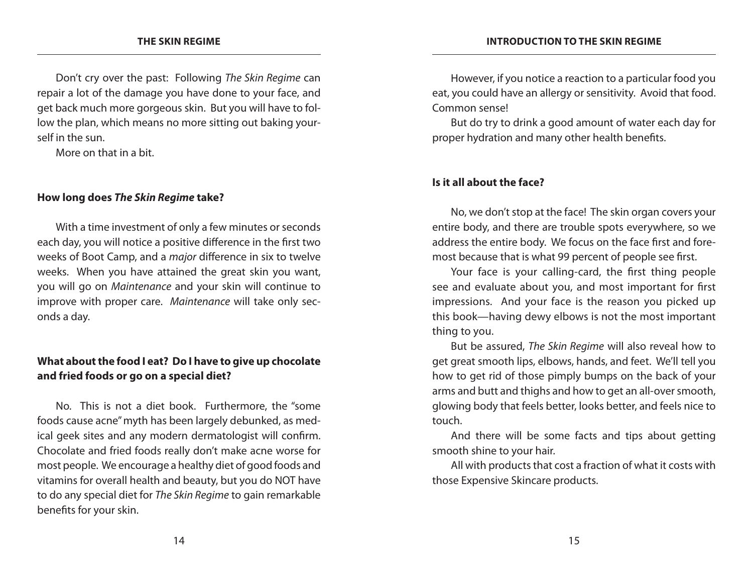Don't cry over the past: Following *The Skin Regime* can repair a lot of the damage you have done to your face, and get back much more gorgeous skin. But you will have to follow the plan, which means no more sitting out baking yourself in the sun.

More on that in a bit.

### How long does *The Skin Regime* take?

With a time investment of only a few minutes or seconds each day, you will notice a positive difference in the first two weeks of Boot Camp, and a *major* difference in six to twelve weeks. When you have attained the great skin you want, you will go on *Maintenance* and your skin will continue to improve with proper care. *Maintenance* will take only seconds a day.

### What about the food I eat? Do I have to give up chocolate and fried foods or go on a special diet?

No. This is not a diet book. Furthermore, the "some foods cause acne" myth has been largely debunked, as medical geek sites and any modern dermatologist will confirm. Chocolate and fried foods really don't make acne worse for most people. We encourage a healthy diet of good foods and vitamins for overall health and beauty, but you do NOT have to do any special diet for *The Skin Regime* to gain remarkable benefits for your skin.

However, if you notice a reaction to a particular food you eat, you could have an allergy or sensitivity. Avoid that food. Common sense!

But do try to drink a good amount of water each day for proper hydration and many other health benefits.

### Is it all about the face?

No, we don't stop at the face! The skin organ covers your entire body, and there are trouble spots everywhere, so we address the entire body. We focus on the face first and foremost because that is what 99 percent of people see first.

Your face is your calling-card, the first thing people see and evaluate about you, and most important for first impressions. And your face is the reason you picked up this book—having dewy elbows is not the most important thing to you.

But be assured, *The Skin Regime* will also reveal how to get great smooth lips, elbows, hands, and feet. We'll tell you how to get rid of those pimply bumps on the back of your arms and butt and thighs and how to get an all-over smooth, glowing body that feels better, looks better, and feels nice to touch.

And there will be some facts and tips about getting smooth shine to your hair.

All with products that cost a fraction of what it costs with those Expensive Skincare products.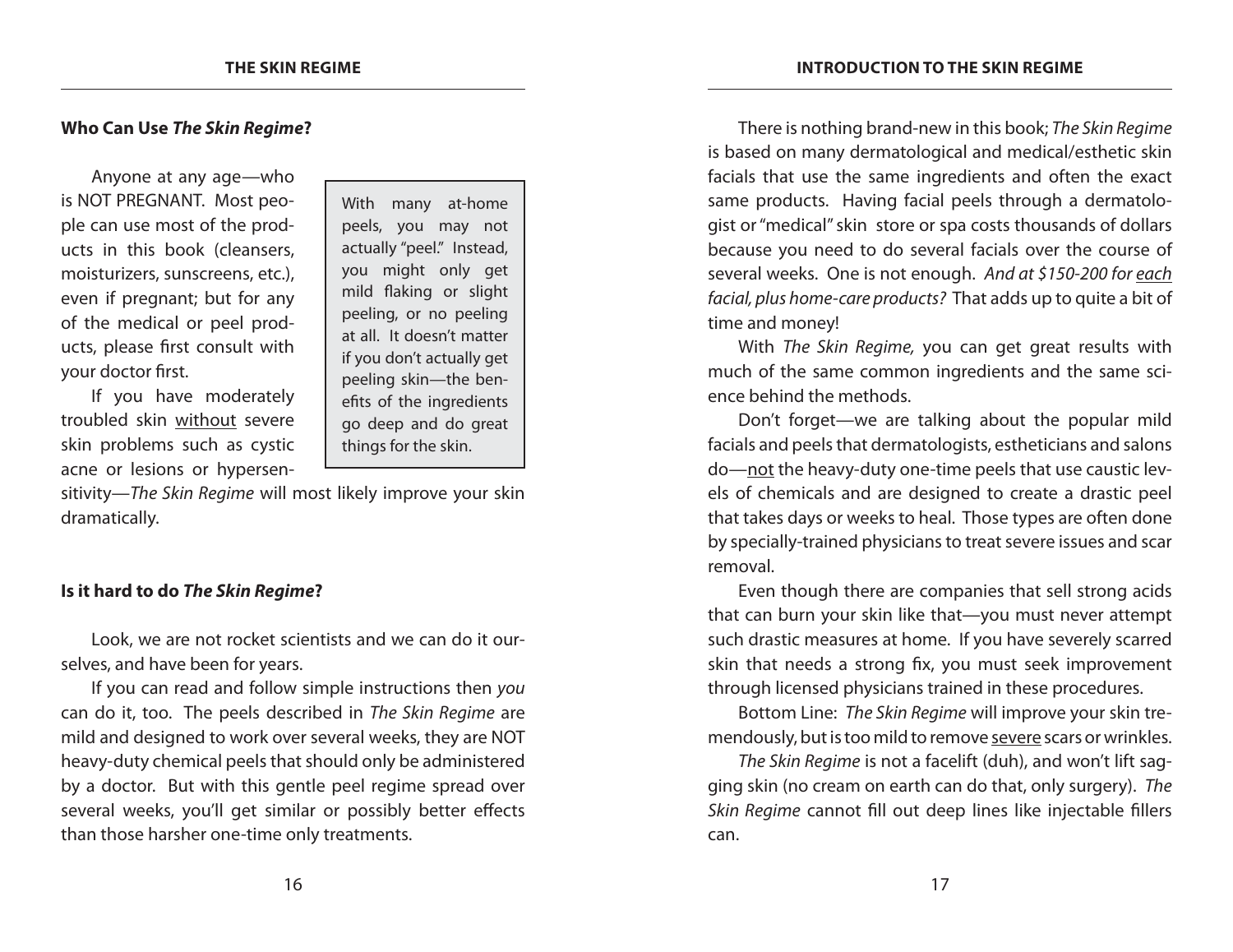### Who Can Use *The Skin Regime*?

Anyone at any age—who is NOT PREGNANT. Most people can use most of the products in this book (cleansers, moisturizers, sunscreens, etc.), even if pregnant; but for any of the medical or peel products, please first consult with your doctor first.

> With many at-home peels, you may not actually "peel." Instead, you might only get mild flaking or slight peeling, or no peeling at all. It doesn't matter if you don't actually get peeling skin—the benefits of the ingredients go deep and do great things for the skin.

If you have moderately troubled skin <u>without</u> severe skin problems such as cystic acne or lesions or hypersensitivity—*The Skin Regime* will most likely improve your skin dramatically.

### Is it hard to do *The Skin Regime*?

Look, we are not rocket scientists and we can do it ourselves, and have been for years.

If you can read and follow simple instructions then *you* can do it, too. The peels described in *The Skin Regime* are mild and designed to work over several weeks, they are NOT heavy-duty chemical peels that should only be administered by a doctor. But with this gentle peel regime spread over several weeks, you'll get similar or possibly better effects than those harsher one-time only treatments.

There is nothing brand-new in this book; *The Skin Regime* is based on many dermatological and medical/esthetic skin facials that use the same ingredients and often the exact same products. Having facial peels through a dermatologist or "medical" skin store or spa costs thousands of dollars because you need to do several facials over the course of several weeks. One is not enough. *And at $150-200 for <u>each</u> facial, plus home-care products?* That adds up to quite a bit of time and money!

With *The Skin Regime,* you can get great results with much of the same common ingredients and the same science behind the methods.

Don't forget—we are talking about the popular mild facials and peels that dermatologists, estheticians and salons do—<u>not</u> the heavy-duty one-time peels that use caustic levels of chemicals and are designed to create a drastic peel that takes days or weeks to heal. Those types are often done by specially-trained physicians to treat severe issues and scar removal.

Even though there are companies that sell strong acids that can burn your skin like that—you must never attempt such drastic measures at home. If you have severely scarred skin that needs a strong fix, you must seek improvement through licensed physicians trained in these procedures.

Bottom Line: *The Skin Regime* will improve your skin tremendously, but is too mild to remove <u>severe</u> scars or wrinkles.

*The Skin Regime* is not a facelift (duh), and won't lift sagging skin (no cream on earth can do that, only surgery). *The Skin Regime* cannot fill out deep lines like injectable fillers can.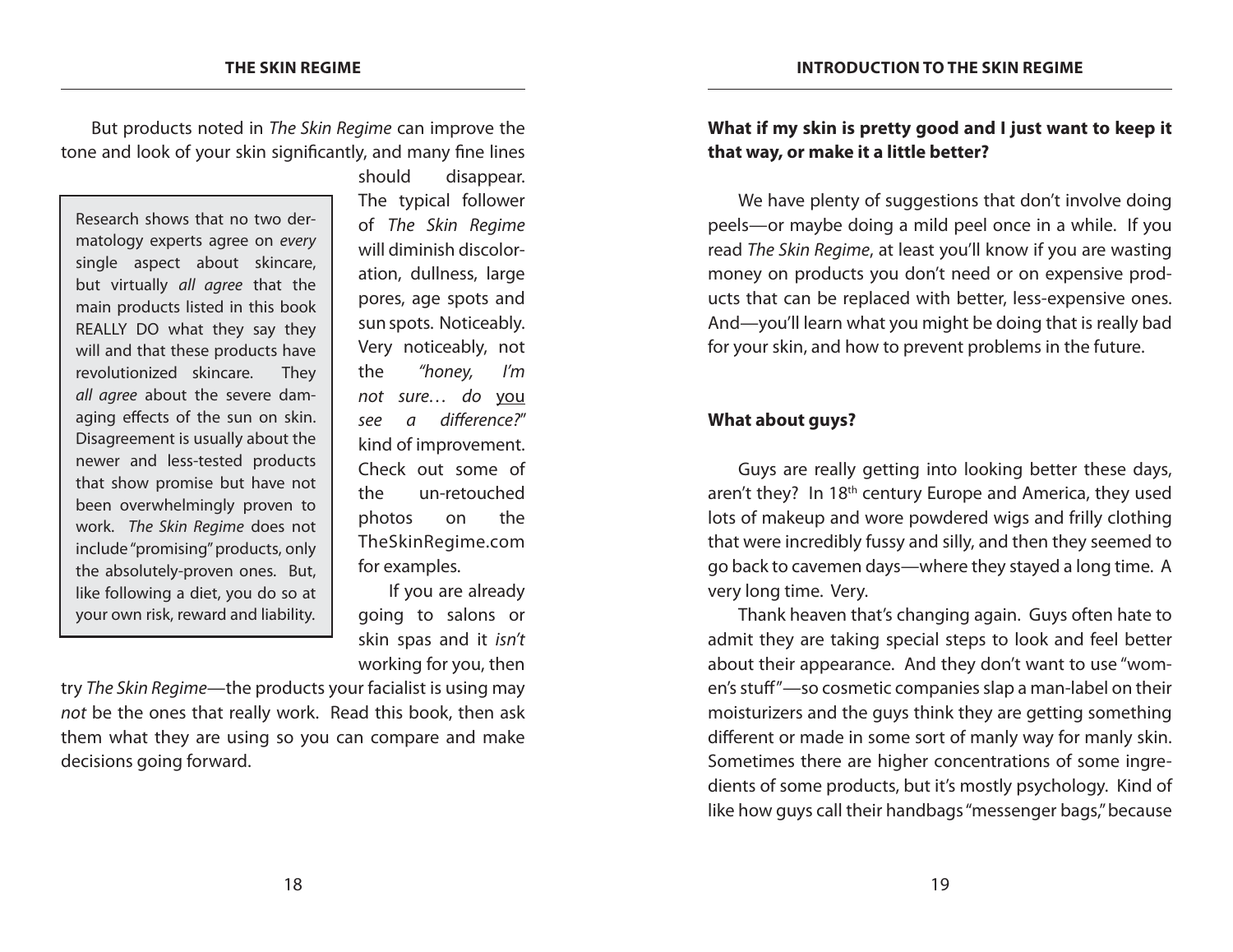But products noted in *The Skin Regime* can improve the tone and look of your skin significantly, and many fine lines should disappear. The typical follower of *The Skin Regime* will diminish discoloration, dullness, large pores, age spots and sun spots. Noticeably. Very noticeably, not the *"honey, I'm not sure… do* <u>you</u> *see a difference?"* kind of improvement. Check out some of the un-retouched photos on the TheSkinRegime.com for examples.

> Research shows that no two dermatology experts agree on *every* single aspect about skincare, but virtually *all agree* that the main products listed in this book REALLY DO what they say they will and that these products have revolutionized skincare. They *all agree* about the severe damaging effects of the sun on skin. Disagreement is usually about the newer and less-tested products that show promise but have not been overwhelmingly proven to work. *The Skin Regime* does not include "promising" products, only the absolutely-proven ones. But, like following a diet, you do so at your own risk, reward and liability.

If you are already going to salons or skin spas and it *isn't* working for you, then try *The Skin Regime*—the products your facialist is using may *not* be the ones that really work. Read this book, then ask them what they are using so you can compare and make decisions going forward.

**What if my skin is pretty good and I just want to keep it that way, or make it a little better?**

We have plenty of suggestions that don't involve doing peels—or maybe doing a mild peel once in a while. If you read *The Skin Regime*, at least you'll know if you are wasting money on products you don't need or on expensive products that can be replaced with better, less-expensive ones. And—you'll learn what you might be doing that is really bad for your skin, and how to prevent problems in the future.

**What about guys?**

Guys are really getting into looking better these days, aren't they? In 18th century Europe and America, they used lots of makeup and wore powdered wigs and frilly clothing that were incredibly fussy and silly, and then they seemed to go back to cavemen days—where they stayed a long time. A very long time. Very.

Thank heaven that's changing again. Guys often hate to admit they are taking special steps to look and feel better about their appearance. And they don't want to use "women's stuff"—so cosmetic companies slap a man-label on their moisturizers and the guys think they are getting something different or made in some sort of manly way for manly skin. Sometimes there are higher concentrations of some ingredients of some products, but it's mostly psychology. Kind of like how guys call their handbags "messenger bags," because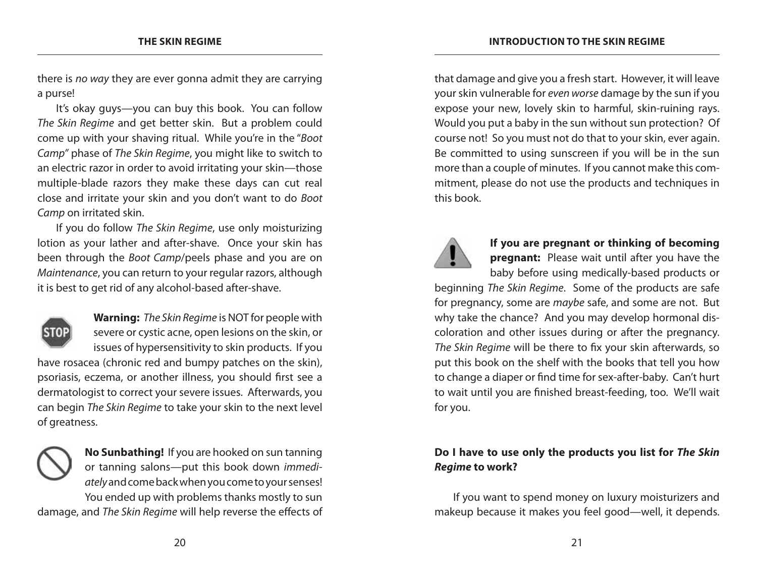there is *no way* they are ever gonna admit they are carrying a purse!

It's okay guys—you can buy this book. You can follow *The Skin Regime* and get better skin. But a problem could come up with your shaving ritual. While you're in the "*Boot Camp"* phase of *The Skin Regime*, you might like to switch to an electric razor in order to avoid irritating your skin—those multiple-blade razors they make these days can cut real close and irritate your skin and you don't want to do *Boot Camp* on irritated skin.

If you do follow *The Skin Regime*, use only moisturizing lotion as your lather and after-shave. Once your skin has been through the *Boot Camp*/peels phase and you are on *Maintenance*, you can return to your regular razors, although it is best to get rid of any alcohol-based after-shave.

**Warning:** *The Skin Regime* is NOT for people with severe or cystic acne, open lesions on the skin, or issues of hypersensitivity to skin products. If you have rosacea (chronic red and bumpy patches on the skin), psoriasis, eczema, or another illness, you should first see a dermatologist to correct your severe issues. Afterwards, you can begin *The Skin Regime* to take your skin to the next level of greatness.

**No Sunbathing!** If you are hooked on sun tanning or tanning salons—put this book down *immediately* and come back when you come to your senses! You ended up with problems thanks mostly to sun damage, and *The Skin Regime* will help reverse the effects of that damage and give you a fresh start. However, it will leave your skin vulnerable for *even worse* damage by the sun if you expose your new, lovely skin to harmful, skin-ruining rays. Would you put a baby in the sun without sun protection? Of course not! So you must not do that to your skin, ever again. Be committed to using sunscreen if you will be in the sun more than a couple of minutes. If you cannot make this commitment, please do not use the products and techniques in this book.

**If you are pregnant or thinking of becoming pregnant:** Please wait until after you have the baby before using medically-based products or beginning *The Skin Regime*. Some of the products are safe for pregnancy, some are *maybe* safe, and some are not. But why take the chance? And you may develop hormonal discoloration and other issues during or after the pregnancy. *The Skin Regime* will be there to fix your skin afterwards, so put this book on the shelf with the books that tell you how to change a diaper or find time for sex-after-baby. Can't hurt to wait until you are finished breast-feeding, too. We'll wait for you.

### Do I have to use only the products you list for *The Skin Regime* to work?

If you want to spend money on luxury moisturizers and makeup because it makes you feel good—well, it depends.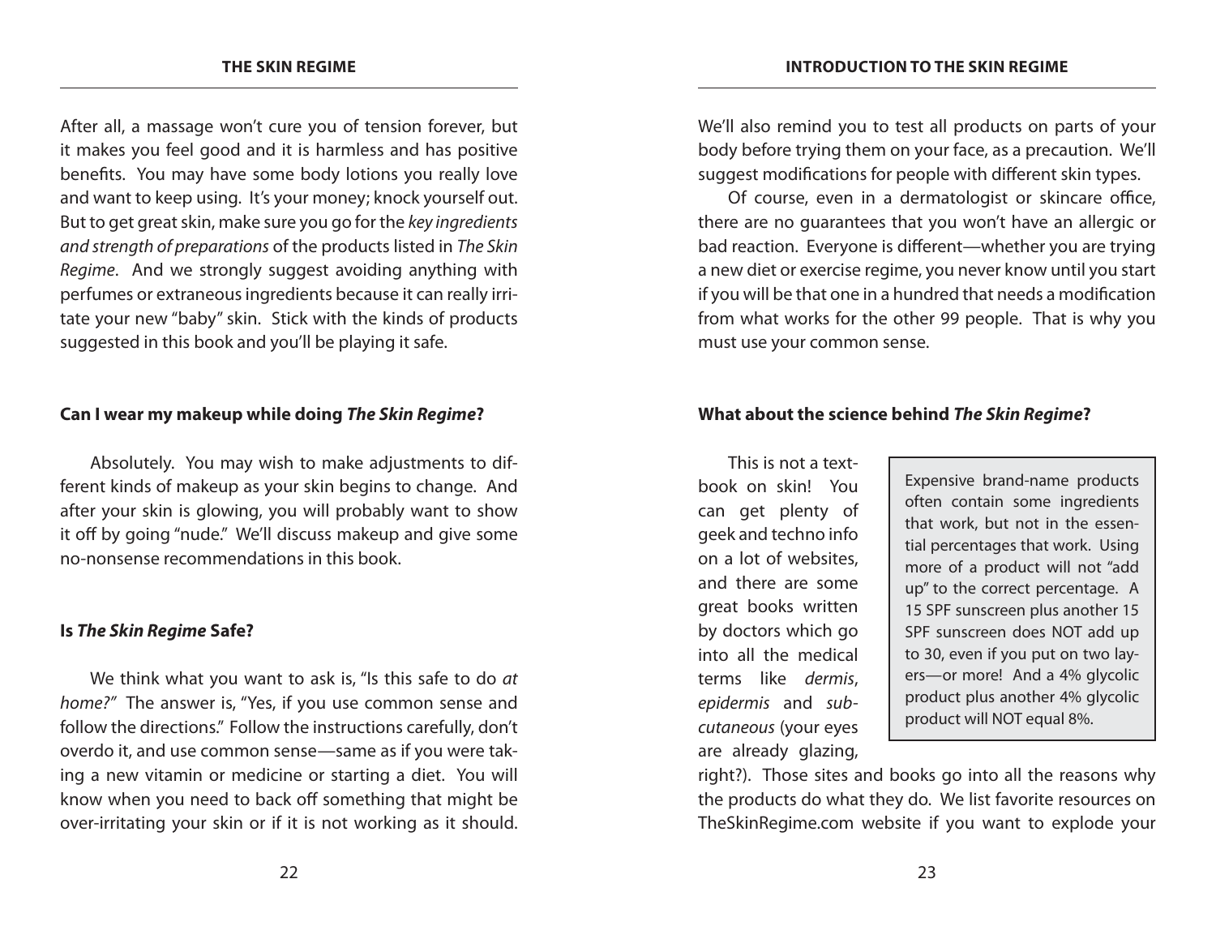After all, a massage won't cure you of tension forever, but it makes you feel good and it is harmless and has positive benefits. You may have some body lotions you really love and want to keep using. It's your money; knock yourself out. But to get great skin, make sure you go for the *key ingredients and strength of preparations* of the products listed in *The Skin Regime*. And we strongly suggest avoiding anything with perfumes or extraneous ingredients because it can really irritate your new "baby" skin. Stick with the kinds of products suggested in this book and you'll be playing it safe.

### Can I wear my makeup while doing *The Skin Regime*?

Absolutely. You may wish to make adjustments to different kinds of makeup as your skin begins to change. And after your skin is glowing, you will probably want to show it off by going "nude." We'll discuss makeup and give some no-nonsense recommendations in this book.

### Is *The Skin Regime* Safe?

We think what you want to ask is, "Is this safe to do *at home?"* The answer is, "Yes, if you use common sense and follow the directions." Follow the instructions carefully, don't overdo it, and use common sense—same as if you were taking a new vitamin or medicine or starting a diet. You will know when you need to back off something that might be over-irritating your skin or if it is not working as it should. We'll also remind you to test all products on parts of your body before trying them on your face, as a precaution. We'll suggest modifications for people with different skin types.

Of course, even in a dermatologist or skincare office, there are no guarantees that you won't have an allergic or bad reaction. Everyone is different—whether you are trying a new diet or exercise regime, you never know until you start if you will be that one in a hundred that needs a modification from what works for the other 99 people. That is why you must use your common sense.

### What about the science behind *The Skin Regime*?

This is not a textbook on skin! You can get plenty of geek and techno info on a lot of websites, and there are some great books written by doctors which go into all the medical terms like *dermis*, *epidermis* and *subcutaneous* (your eyes are already glazing, right?). Those sites and books go into all the reasons why the products do what they do. We list favorite resources on TheSkinRegime.com website if you want to explode your

> Expensive brand-name products often contain some ingredients that work, but not in the essential percentages that work. Using more of a product will not "add up" to the correct percentage. A 15 SPF sunscreen plus another 15 SPF sunscreen does NOT add up to 30, even if you put on two layers—or more! And a 4% glycolic product plus another 4% glycolic product will NOT equal 8%.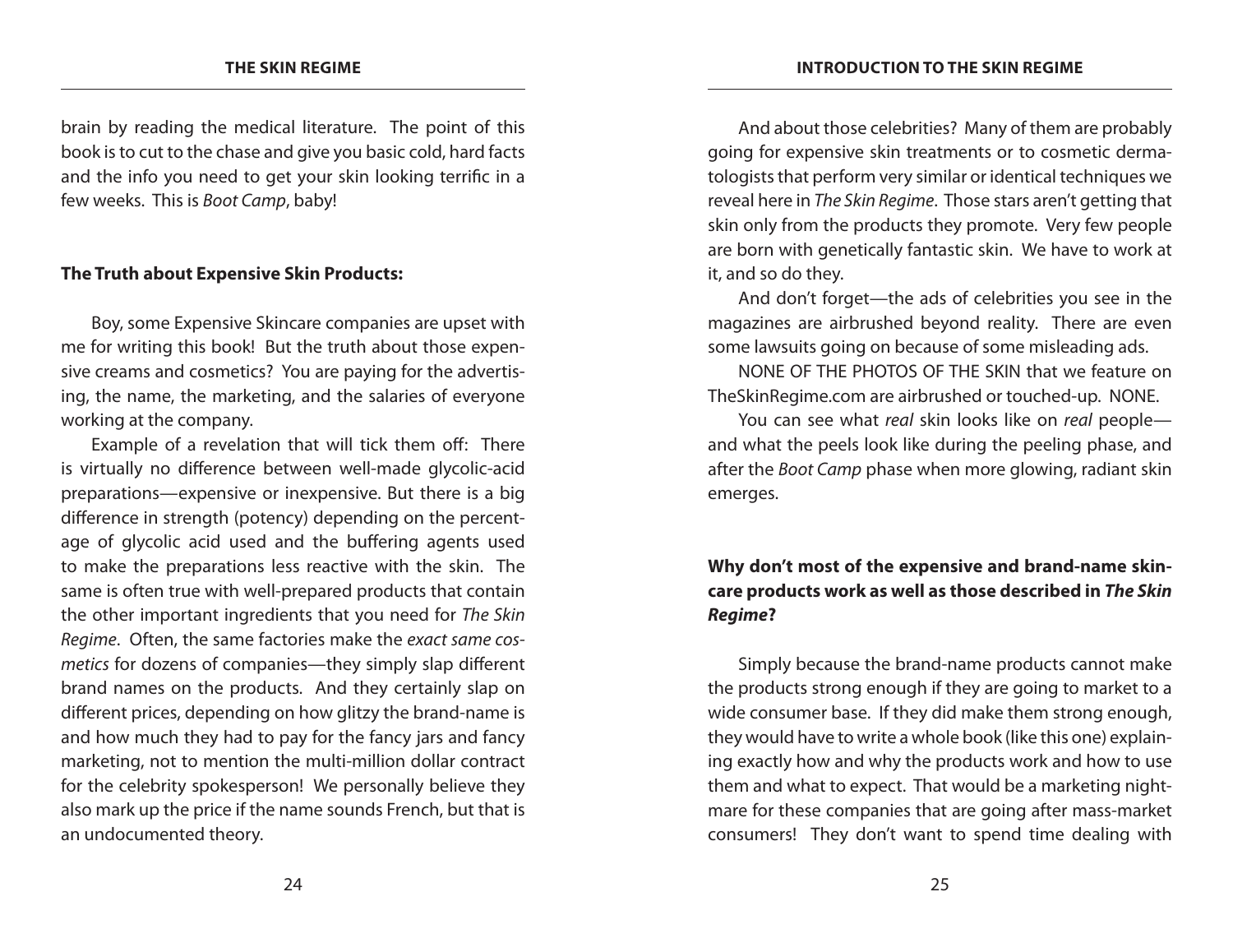brain by reading the medical literature. The point of this book is to cut to the chase and give you basic cold, hard facts and the info you need to get your skin looking terrific in a few weeks. This is *Boot Camp*, baby!

**The Truth about Expensive Skin Products:**

Boy, some Expensive Skincare companies are upset with me for writing this book! But the truth about those expensive creams and cosmetics? You are paying for the advertising, the name, the marketing, and the salaries of everyone working at the company.

Example of a revelation that will tick them off: There is virtually no difference between well-made glycolic-acid preparations—expensive or inexpensive. But there is a big difference in strength (potency) depending on the percentage of glycolic acid used and the buffering agents used to make the preparations less reactive with the skin. The same is often true with well-prepared products that contain the other important ingredients that you need for *The Skin Regime*. Often, the same factories make the *exact same cosmetics* for dozens of companies—they simply slap different brand names on the products. And they certainly slap on different prices, depending on how glitzy the brand-name is and how much they had to pay for the fancy jars and fancy marketing, not to mention the multi-million dollar contract for the celebrity spokesperson! We personally believe they also mark up the price if the name sounds French, but that is an undocumented theory.

And about those celebrities? Many of them are probably going for expensive skin treatments or to cosmetic dermatologists that perform very similar or identical techniques we reveal here in *The Skin Regime*. Those stars aren't getting that skin only from the products they promote. Very few people are born with genetically fantastic skin. We have to work at it, and so do they.

And don't forget—the ads of celebrities you see in the magazines are airbrushed beyond reality. There are even some lawsuits going on because of some misleading ads.

NONE OF THE PHOTOS OF THE SKIN that we feature on TheSkinRegime.com are airbrushed or touched-up. NONE.

You can see what *real* skin looks like on *real* people—and what the peels look like during the peeling phase, and after the *Boot Camp* phase when more glowing, radiant skin emerges.

**Why don't most of the expensive and brand-name skincare products work as well as those described in *The Skin Regime*?**

Simply because the brand-name products cannot make the products strong enough if they are going to market to a wide consumer base. If they did make them strong enough, they would have to write a whole book (like this one) explaining exactly how and why the products work and how to use them and what to expect. That would be a marketing nightmare for these companies that are going after mass-market consumers! They don't want to spend time dealing with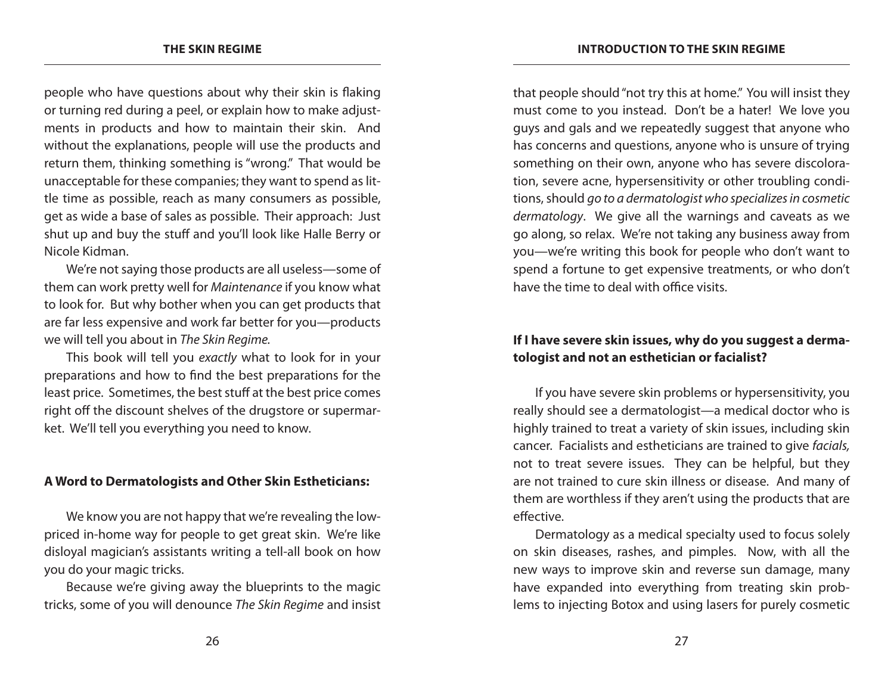people who have questions about why their skin is flaking or turning red during a peel, or explain how to make adjustments in products and how to maintain their skin. And without the explanations, people will use the products and return them, thinking something is "wrong." That would be unacceptable for these companies; they want to spend as little time as possible, reach as many consumers as possible, get as wide a base of sales as possible. Their approach: Just shut up and buy the stuff and you'll look like Halle Berry or Nicole Kidman.

We're not saying those products are all useless—some of them can work pretty well for *Maintenance* if you know what to look for. But why bother when you can get products that are far less expensive and work far better for you—products we will tell you about in *The Skin Regime.*

This book will tell you *exactly* what to look for in your preparations and how to find the best preparations for the least price. Sometimes, the best stuff at the best price comes right off the discount shelves of the drugstore or supermarket. We'll tell you everything you need to know.

**A Word to Dermatologists and Other Skin Estheticians:**

We know you are not happy that we're revealing the low-priced in-home way for people to get great skin. We're like disloyal magician's assistants writing a tell-all book on how you do your magic tricks.

Because we're giving away the blueprints to the magic tricks, some of you will denounce *The Skin Regime* and insist that people should "not try this at home." You will insist they must come to you instead. Don't be a hater! We love you guys and gals and we repeatedly suggest that anyone who has concerns and questions, anyone who is unsure of trying something on their own, anyone who has severe discoloration, severe acne, hypersensitivity or other troubling conditions, should *go to a dermatologist who specializes in cosmetic dermatology*. We give all the warnings and caveats as we go along, so relax. We're not taking any business away from you—we're writing this book for people who don't want to spend a fortune to get expensive treatments, or who don't have the time to deal with office visits.

**If I have severe skin issues, why do you suggest a dermatologist and not an esthetician or facialist?**

If you have severe skin problems or hypersensitivity, you really should see a dermatologist—a medical doctor who is highly trained to treat a variety of skin issues, including skin cancer. Facialists and estheticians are trained to give *facials,* not to treat severe issues. They can be helpful, but they are not trained to cure skin illness or disease. And many of them are worthless if they aren't using the products that are effective.

Dermatology as a medical specialty used to focus solely on skin diseases, rashes, and pimples. Now, with all the new ways to improve skin and reverse sun damage, many have expanded into everything from treating skin problems to injecting Botox and using lasers for purely cosmetic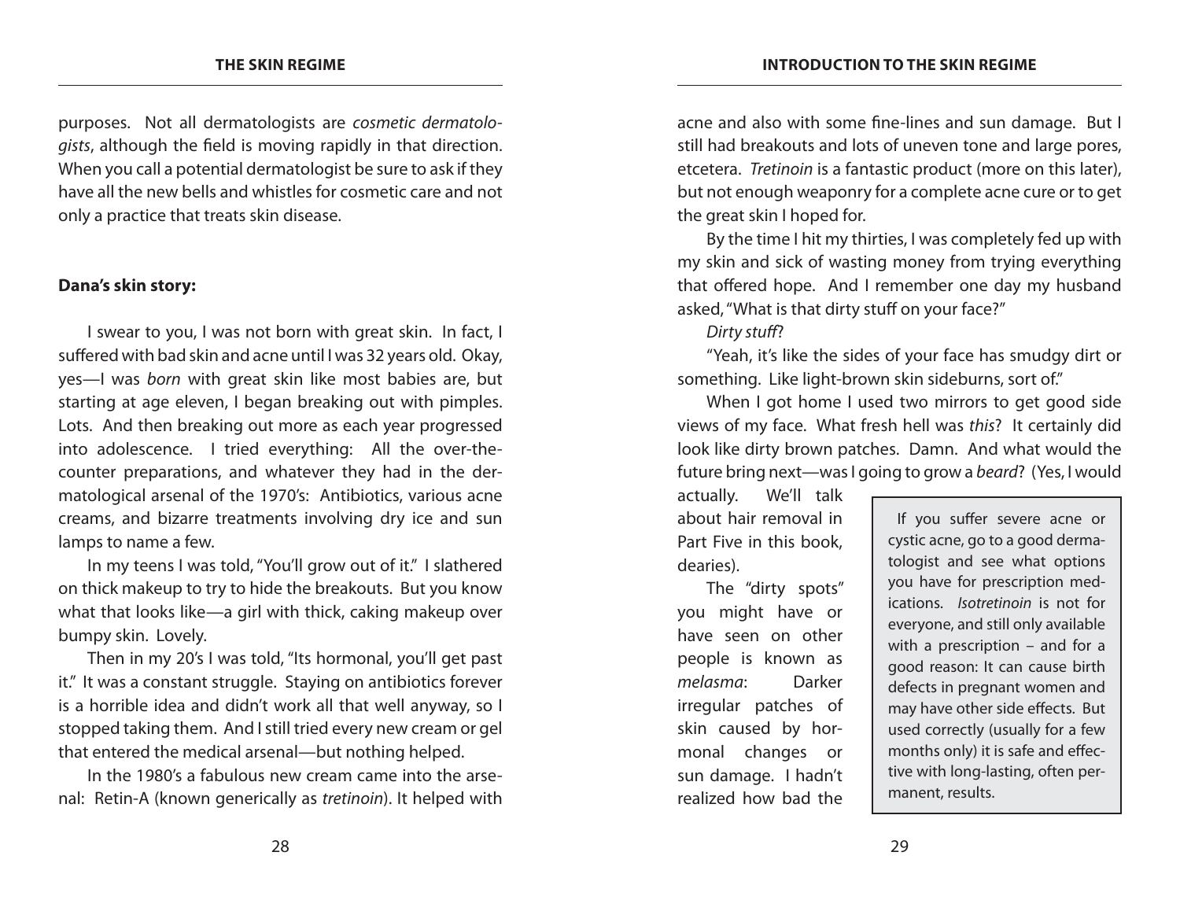purposes. Not all dermatologists are *cosmetic dermatologists*, although the field is moving rapidly in that direction. When you call a potential dermatologist be sure to ask if they have all the new bells and whistles for cosmetic care and not only a practice that treats skin disease.

**Dana's skin story:**

I swear to you, I was not born with great skin. In fact, I suffered with bad skin and acne until I was 32 years old. Okay, yes—I was *born* with great skin like most babies are, but starting at age eleven, I began breaking out with pimples. Lots. And then breaking out more as each year progressed into adolescence. I tried everything: All the over-the-counter preparations, and whatever they had in the dermatological arsenal of the 1970's: Antibiotics, various acne creams, and bizarre treatments involving dry ice and sun lamps to name a few.

In my teens I was told, "You'll grow out of it." I slathered on thick makeup to try to hide the breakouts. But you know what that looks like—a girl with thick, caking makeup over bumpy skin. Lovely.

Then in my 20's I was told, "Its hormonal, you'll get past it." It was a constant struggle. Staying on antibiotics forever is a horrible idea and didn't work all that well anyway, so I stopped taking them. And I still tried every new cream or gel that entered the medical arsenal—but nothing helped.

In the 1980's a fabulous new cream came into the arsenal: Retin-A (known generically as *tretinoin*). It helped with acne and also with some fine-lines and sun damage. But I still had breakouts and lots of uneven tone and large pores, etcetera. *Tretinoin* is a fantastic product (more on this later), but not enough weaponry for a complete acne cure or to get the great skin I hoped for.

By the time I hit my thirties, I was completely fed up with my skin and sick of wasting money from trying everything that offered hope. And I remember one day my husband asked, "What is that dirty stuff on your face?"

*Dirty stuff*?

"Yeah, it's like the sides of your face has smudgy dirt or something. Like light-brown skin sideburns, sort of."

When I got home I used two mirrors to get good side views of my face. What fresh hell was *this*? It certainly did look like dirty brown patches. Damn. And what would the future bring next—was I going to grow a *beard*? (Yes, I would actually. We'll talk about hair removal in Part Five in this book, dearies).

The "dirty spots" you might have or have seen on other people is known as *melasma*: Darker irregular patches of skin caused by hormonal changes or sun damage. I hadn't realized how bad the

> If you suffer severe acne or cystic acne, go to a good dermatologist and see what options you have for prescription medications. *Isotretinoin* is not for everyone, and still only available with a prescription – and for a good reason: It can cause birth defects in pregnant women and may have other side effects. But used correctly (usually for a few months only) it is safe and effective with long-lasting, often permanent, results.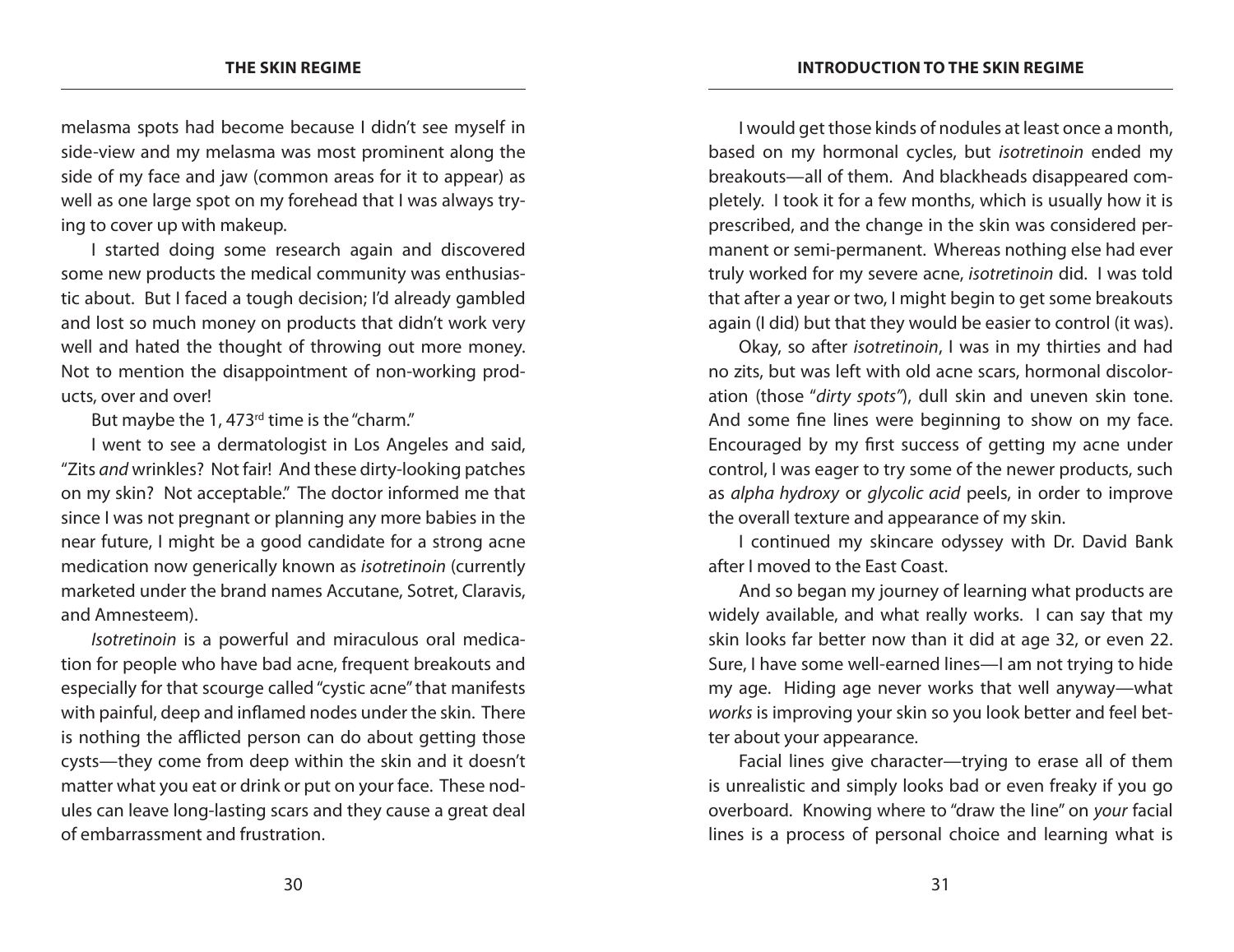melasma spots had become because I didn't see myself in side-view and my melasma was most prominent along the side of my face and jaw (common areas for it to appear) as well as one large spot on my forehead that I was always trying to cover up with makeup.

I started doing some research again and discovered some new products the medical community was enthusiastic about. But I faced a tough decision; I'd already gambled and lost so much money on products that didn't work very well and hated the thought of throwing out more money. Not to mention the disappointment of non-working products, over and over!

But maybe the 1, 473rd time is the "charm."

I went to see a dermatologist in Los Angeles and said, "Zits *and* wrinkles? Not fair! And these dirty-looking patches on my skin? Not acceptable." The doctor informed me that since I was not pregnant or planning any more babies in the near future, I might be a good candidate for a strong acne medication now generically known as *isotretinoin* (currently marketed under the brand names Accutane, Sotret, Claravis, and Amnesteem).

*Isotretinoin* is a powerful and miraculous oral medication for people who have bad acne, frequent breakouts and especially for that scourge called "cystic acne" that manifests with painful, deep and inflamed nodes under the skin. There is nothing the afflicted person can do about getting those cysts—they come from deep within the skin and it doesn't matter what you eat or drink or put on your face. These nodules can leave long-lasting scars and they cause a great deal of embarrassment and frustration.

I would get those kinds of nodules at least once a month, based on my hormonal cycles, but *isotretinoin* ended my breakouts—all of them. And blackheads disappeared completely. I took it for a few months, which is usually how it is prescribed, and the change in the skin was considered permanent or semi-permanent. Whereas nothing else had ever truly worked for my severe acne, *isotretinoin* did. I was told that after a year or two, I might begin to get some breakouts again (I did) but that they would be easier to control (it was).

Okay, so after *isotretinoin*, I was in my thirties and had no zits, but was left with old acne scars, hormonal discoloration (those "*dirty spots*"), dull skin and uneven skin tone. And some fine lines were beginning to show on my face. Encouraged by my first success of getting my acne under control, I was eager to try some of the newer products, such as *alpha hydroxy* or *glycolic acid* peels, in order to improve the overall texture and appearance of my skin.

I continued my skincare odyssey with Dr. David Bank after I moved to the East Coast.

And so began my journey of learning what products are widely available, and what really works. I can say that my skin looks far better now than it did at age 32, or even 22. Sure, I have some well-earned lines—I am not trying to hide my age. Hiding age never works that well anyway—what *works* is improving your skin so you look better and feel better about your appearance.

Facial lines give character—trying to erase all of them is unrealistic and simply looks bad or even freaky if you go overboard. Knowing where to "draw the line" on *your* facial lines is a process of personal choice and learning what is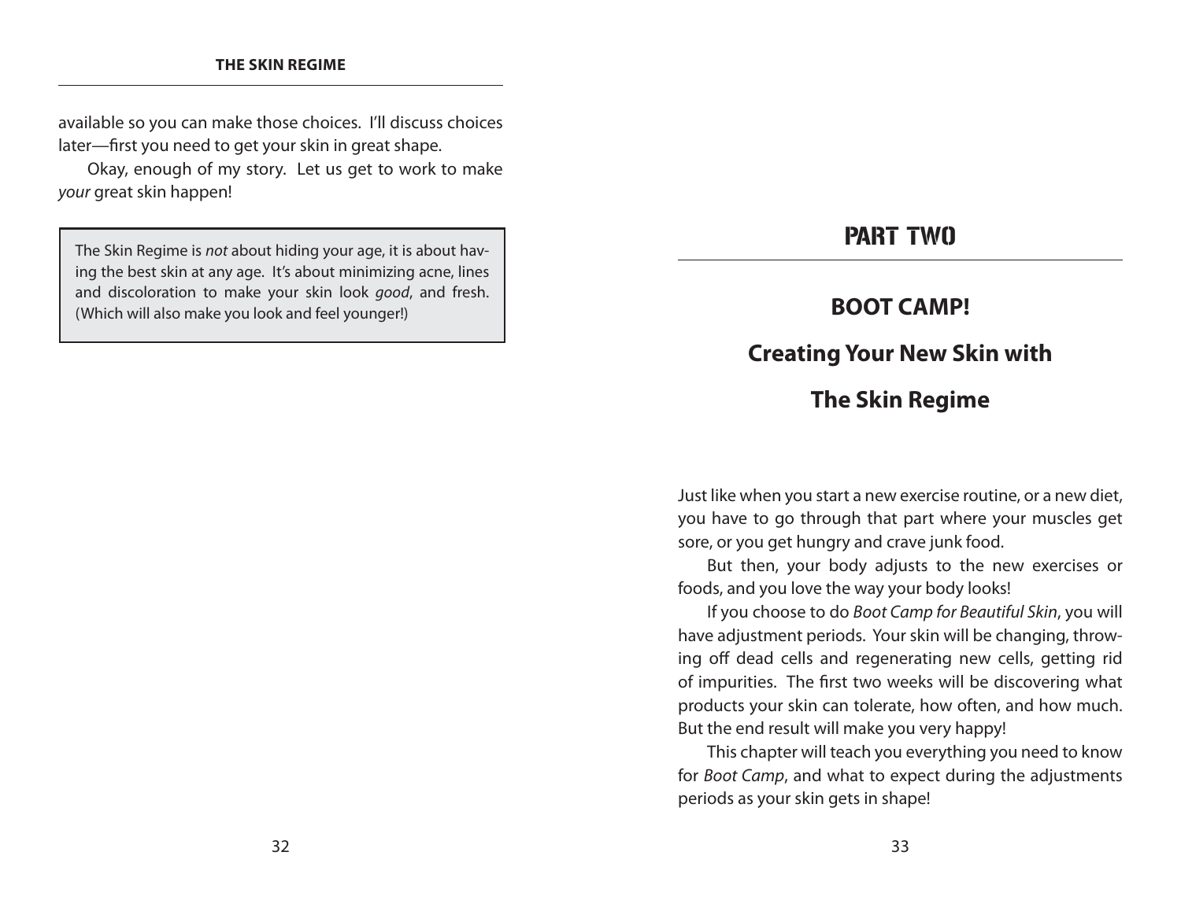available so you can make those choices. I'll discuss choices later—first you need to get your skin in great shape.

Okay, enough of my story. Let us get to work to make *your* great skin happen!

> The Skin Regime is *not* about hiding your age, it is about having the best skin at any age. It's about minimizing acne, lines and discoloration to make your skin look *good*, and fresh. (Which will also make you look and feel younger!)

# PART TWO

## BOOT CAMP!

## Creating Your New Skin with

## The Skin Regime

Just like when you start a new exercise routine, or a new diet, you have to go through that part where your muscles get sore, or you get hungry and crave junk food.

But then, your body adjusts to the new exercises or foods, and you love the way your body looks!

If you choose to do *Boot Camp for Beautiful Skin*, you will have adjustment periods. Your skin will be changing, throwing off dead cells and regenerating new cells, getting rid of impurities. The first two weeks will be discovering what products your skin can tolerate, how often, and how much. But the end result will make you very happy!

This chapter will teach you everything you need to know for *Boot Camp*, and what to expect during the adjustments periods as your skin gets in shape!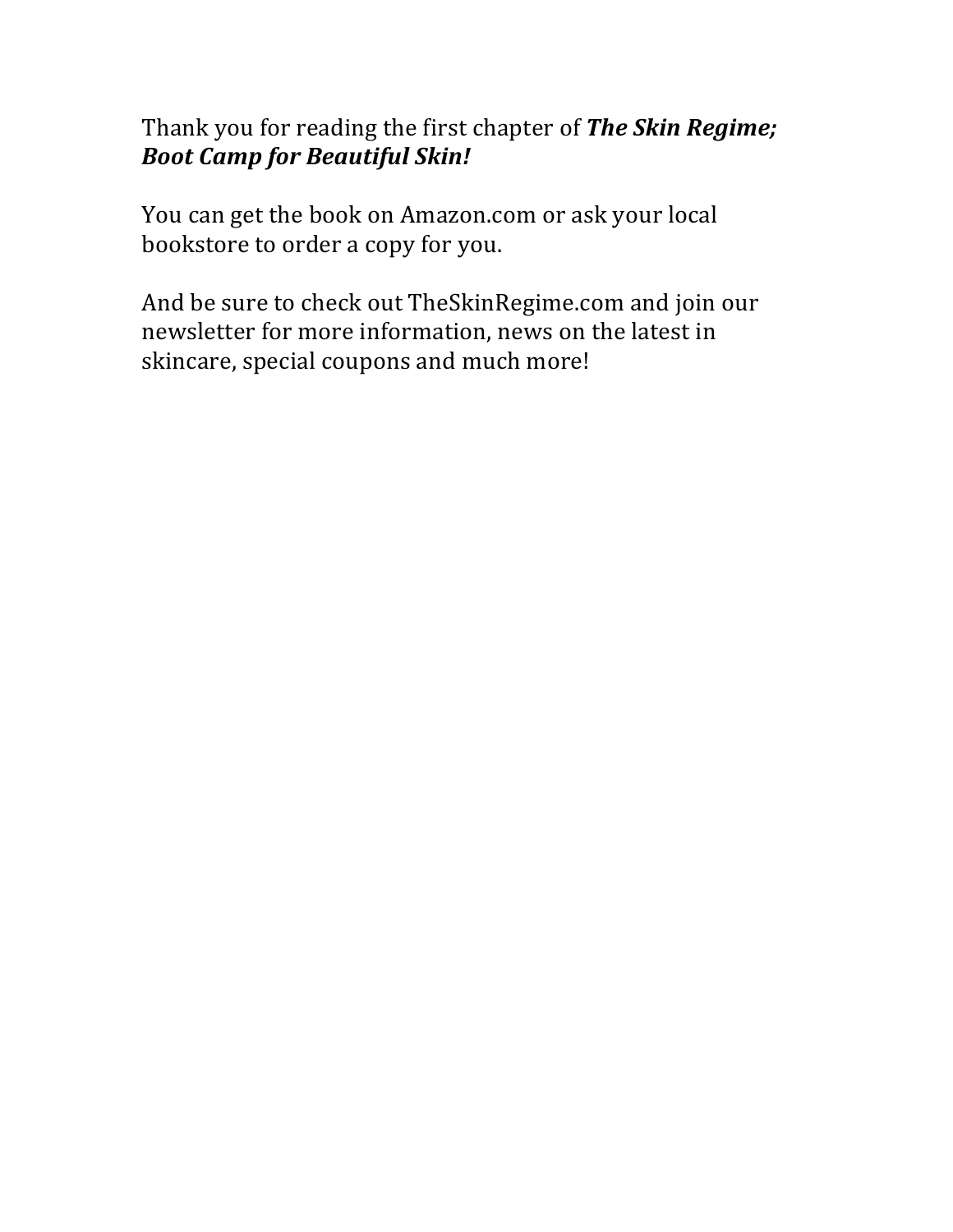Thank you for reading the first chapter of ***The Skin Regime; Boot Camp for Beautiful Skin!***

You can get the book on Amazon.com or ask your local bookstore to order a copy for you.

And be sure to check out TheSkinRegime.com and join our newsletter for more information, news on the latest in skincare, special coupons and much more!